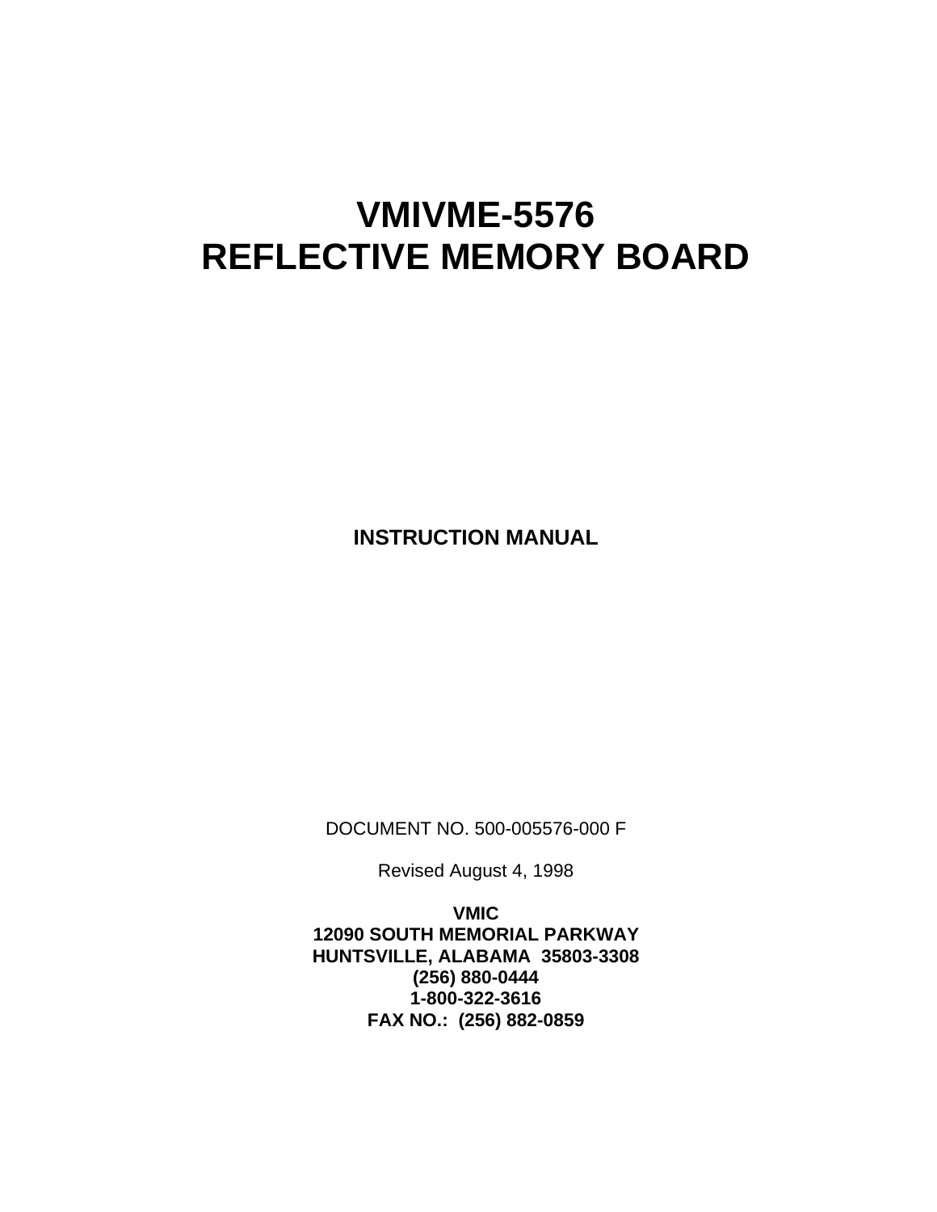# VMIVME-5576
# REFLECTIVE MEMORY BOARD

**INSTRUCTION MANUAL**

DOCUMENT NO. 500-005576-000 F

Revised August 4, 1998

**VMIC**
**12090 SOUTH MEMORIAL PARKWAY**
**HUNTSVILLE, ALABAMA 35803-3308**
**(256) 880-0444**
**1-800-322-3616**
**FAX NO.: (256) 882-0859**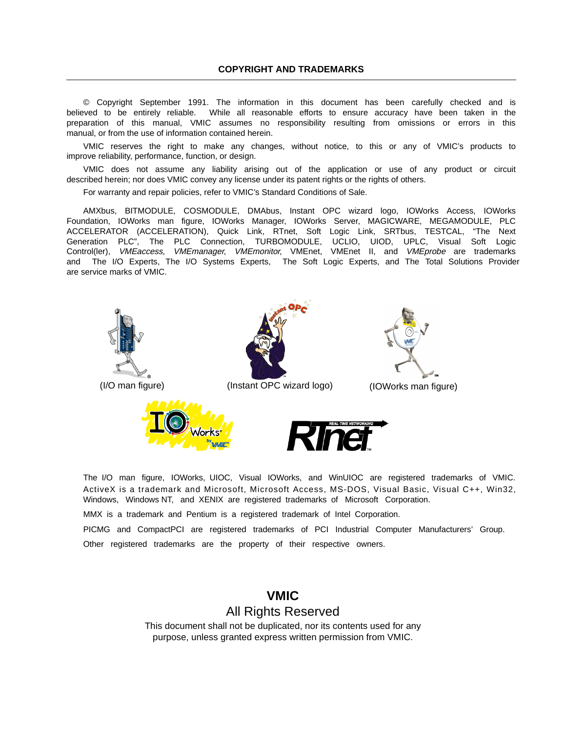## COPYRIGHT AND TRADEMARKS

© Copyright September 1991. The information in this document has been carefully checked and is believed to be entirely reliable. While all reasonable efforts to ensure accuracy have been taken in the preparation of this manual, VMIC assumes no responsibility resulting from omissions or errors in this manual, or from the use of information contained herein.

VMIC reserves the right to make any changes, without notice, to this or any of VMIC's products to improve reliability, performance, function, or design.

VMIC does not assume any liability arising out of the application or use of any product or circuit described herein; nor does VMIC convey any license under its patent rights or the rights of others.

For warranty and repair policies, refer to VMIC's Standard Conditions of Sale.

AMXbus, BITMODULE, COSMODULE, DMAbus, Instant OPC wizard logo, IOWorks Access, IOWorks Foundation, IOWorks man figure, IOWorks Manager, IOWorks Server, MAGICWARE, MEGAMODULE, PLC ACCELERATOR (ACCELERATION), Quick Link, RTnet, Soft Logic Link, SRTbus, TESTCAL, "The Next Generation PLC", The PLC Connection, TURBOMODULE, UCLIO, UIOD, UPLC, Visual Soft Logic Control(ler), *VMEaccess*, *VMEmanager*, *VMEmonitor*, VMEnet, VMEnet II, and *VMEprobe* are trademarks and The I/O Experts, The I/O Systems Experts, The Soft Logic Experts, and The Total Solutions Provider are service marks of VMIC.

(I/O man figure)

(Instant OPC wizard logo)

(IOWorks man figure)

The I/O man figure, IOWorks, UIOC, Visual IOWorks, and WinUIOC are registered trademarks of VMIC. ActiveX is a trademark and Microsoft, Microsoft Access, MS-DOS, Visual Basic, Visual C++, Win32, Windows, Windows NT, and XENIX are registered trademarks of Microsoft Corporation.

MMX is a trademark and Pentium is a registered trademark of Intel Corporation.

PICMG and CompactPCI are registered trademarks of PCI Industrial Computer Manufacturers' Group.

Other registered trademarks are the property of their respective owners.

**VMIC**

All Rights Reserved

This document shall not be duplicated, nor its contents used for any purpose, unless granted express written permission from VMIC.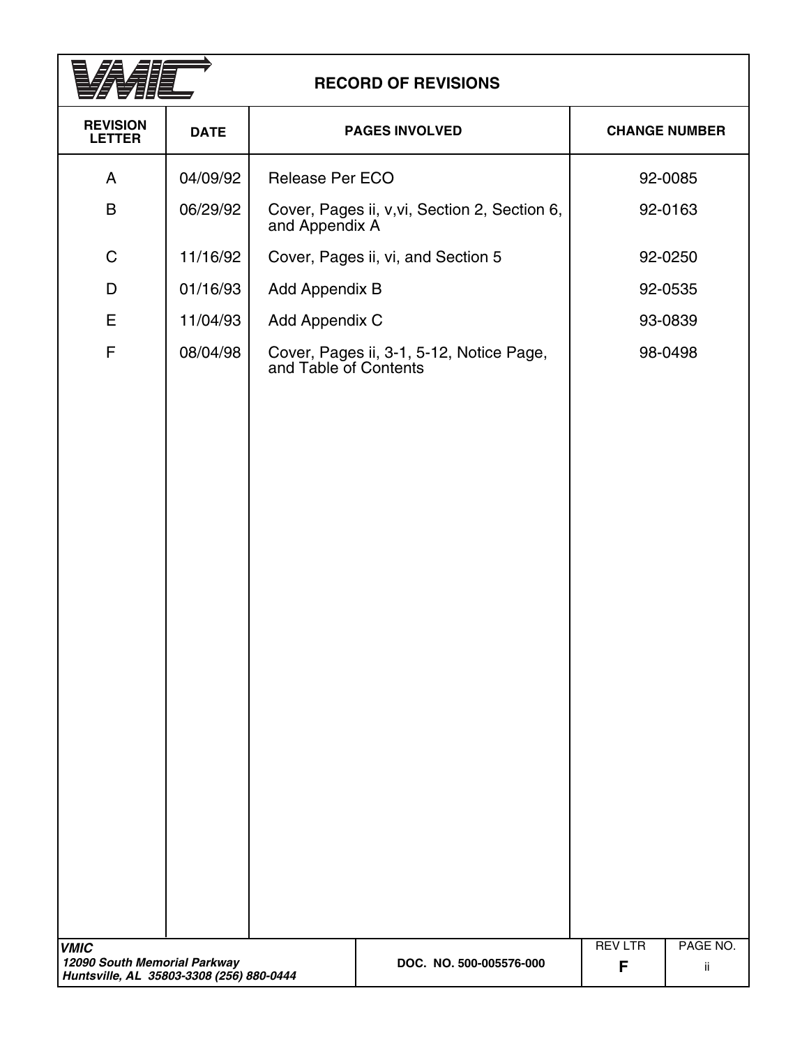# RECORD OF REVISIONS

| REVISION LETTER | DATE | PAGES INVOLVED | CHANGE NUMBER |
|---|---|---|---|
| A | 04/09/92 | Release Per ECO | 92-0085 |
| B | 06/29/92 | Cover, Pages ii, v,vi, Section 2, Section 6, and Appendix A | 92-0163 |
| C | 11/16/92 | Cover, Pages ii, vi, and Section 5 | 92-0250 |
| D | 01/16/93 | Add Appendix B | 92-0535 |
| E | 11/04/93 | Add Appendix C | 93-0839 |
| F | 08/04/98 | Cover, Pages ii, 3-1, 5-12, Notice Page, and Table of Contents | 98-0498 |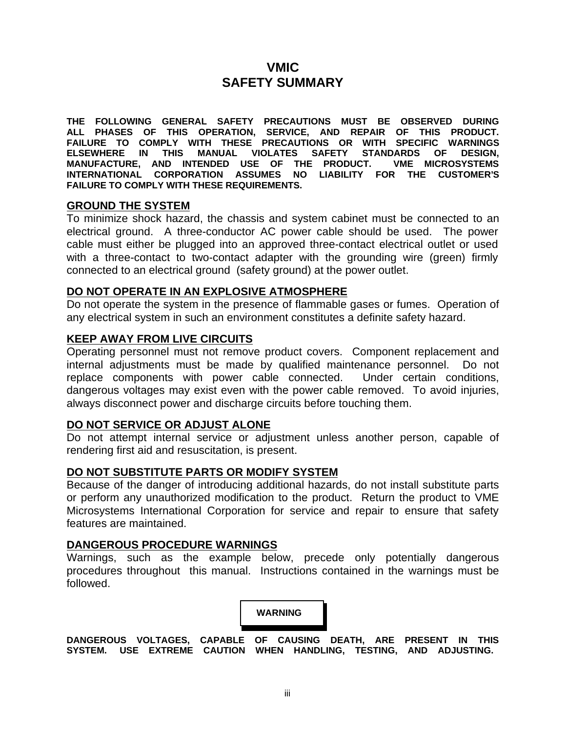# VMIC
# SAFETY SUMMARY

**THE FOLLOWING GENERAL SAFETY PRECAUTIONS MUST BE OBSERVED DURING ALL PHASES OF THIS OPERATION, SERVICE, AND REPAIR OF THIS PRODUCT. FAILURE TO COMPLY WITH THESE PRECAUTIONS OR WITH SPECIFIC WARNINGS ELSEWHERE IN THIS MANUAL VIOLATES SAFETY STANDARDS OF DESIGN, MANUFACTURE, AND INTENDED USE OF THE PRODUCT. VME MICROSYSTEMS INTERNATIONAL CORPORATION ASSUMES NO LIABILITY FOR THE CUSTOMER'S FAILURE TO COMPLY WITH THESE REQUIREMENTS.**

## GROUND THE SYSTEM

To minimize shock hazard, the chassis and system cabinet must be connected to an electrical ground. A three-conductor AC power cable should be used. The power cable must either be plugged into an approved three-contact electrical outlet or used with a three-contact to two-contact adapter with the grounding wire (green) firmly connected to an electrical ground (safety ground) at the power outlet.

## DO NOT OPERATE IN AN EXPLOSIVE ATMOSPHERE

Do not operate the system in the presence of flammable gases or fumes. Operation of any electrical system in such an environment constitutes a definite safety hazard.

## KEEP AWAY FROM LIVE CIRCUITS

Operating personnel must not remove product covers. Component replacement and internal adjustments must be made by qualified maintenance personnel. Do not replace components with power cable connected. Under certain conditions, dangerous voltages may exist even with the power cable removed. To avoid injuries, always disconnect power and discharge circuits before touching them.

## DO NOT SERVICE OR ADJUST ALONE

Do not attempt internal service or adjustment unless another person, capable of rendering first aid and resuscitation, is present.

## DO NOT SUBSTITUTE PARTS OR MODIFY SYSTEM

Because of the danger of introducing additional hazards, do not install substitute parts or perform any unauthorized modification to the product. Return the product to VME Microsystems International Corporation for service and repair to ensure that safety features are maintained.

## DANGEROUS PROCEDURE WARNINGS

Warnings, such as the example below, precede only potentially dangerous procedures throughout this manual. Instructions contained in the warnings must be followed.

**WARNING**

**DANGEROUS VOLTAGES, CAPABLE OF CAUSING DEATH, ARE PRESENT IN THIS SYSTEM. USE EXTREME CAUTION WHEN HANDLING, TESTING, AND ADJUSTING.**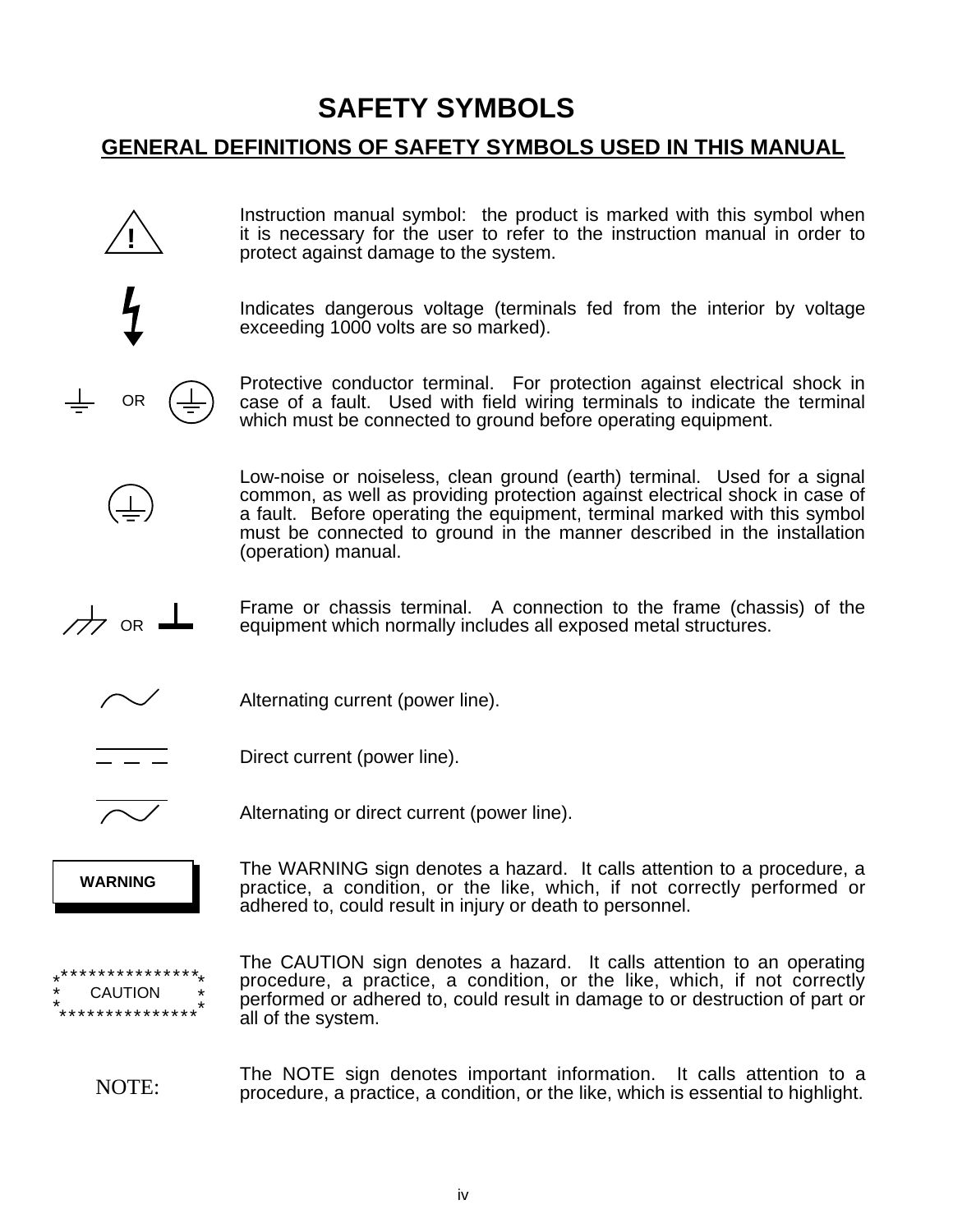# SAFETY SYMBOLS

## GENERAL DEFINITIONS OF SAFETY SYMBOLS USED IN THIS MANUAL

| Symbol | Definition |
|---|---|
| ! | Instruction manual symbol: the product is marked with this symbol when it is necessary for the user to refer to the instruction manual in order to protect against damage to the system. |
| | Indicates dangerous voltage (terminals fed from the interior by voltage exceeding 1000 volts are so marked). |
| OR | Protective conductor terminal. For protection against electrical shock in case of a fault. Used with field wiring terminals to indicate the terminal which must be connected to ground before operating equipment. |
| | Low-noise or noiseless, clean ground (earth) terminal. Used for a signal common, as well as providing protection against electrical shock in case of a fault. Before operating the equipment, terminal marked with this symbol must be connected to ground in the manner described in the installation (operation) manual. |
| OR | Frame or chassis terminal. A connection to the frame (chassis) of the equipment which normally includes all exposed metal structures. |
| | Alternating current (power line). |
| | Direct current (power line). |
| | Alternating or direct current (power line). |
| WARNING | The WARNING sign denotes a hazard. It calls attention to a procedure, a practice, a condition, or the like, which, if not correctly performed or adhered to, could result in injury or death to personnel. |
| CAUTION | The CAUTION sign denotes a hazard. It calls attention to an operating procedure, a practice, a condition, or the like, which, if not correctly performed or adhered to, could result in damage to or destruction of part or all of the system. |
| NOTE: | The NOTE sign denotes important information. It calls attention to a procedure, a practice, a condition, or the like, which is essential to highlight. |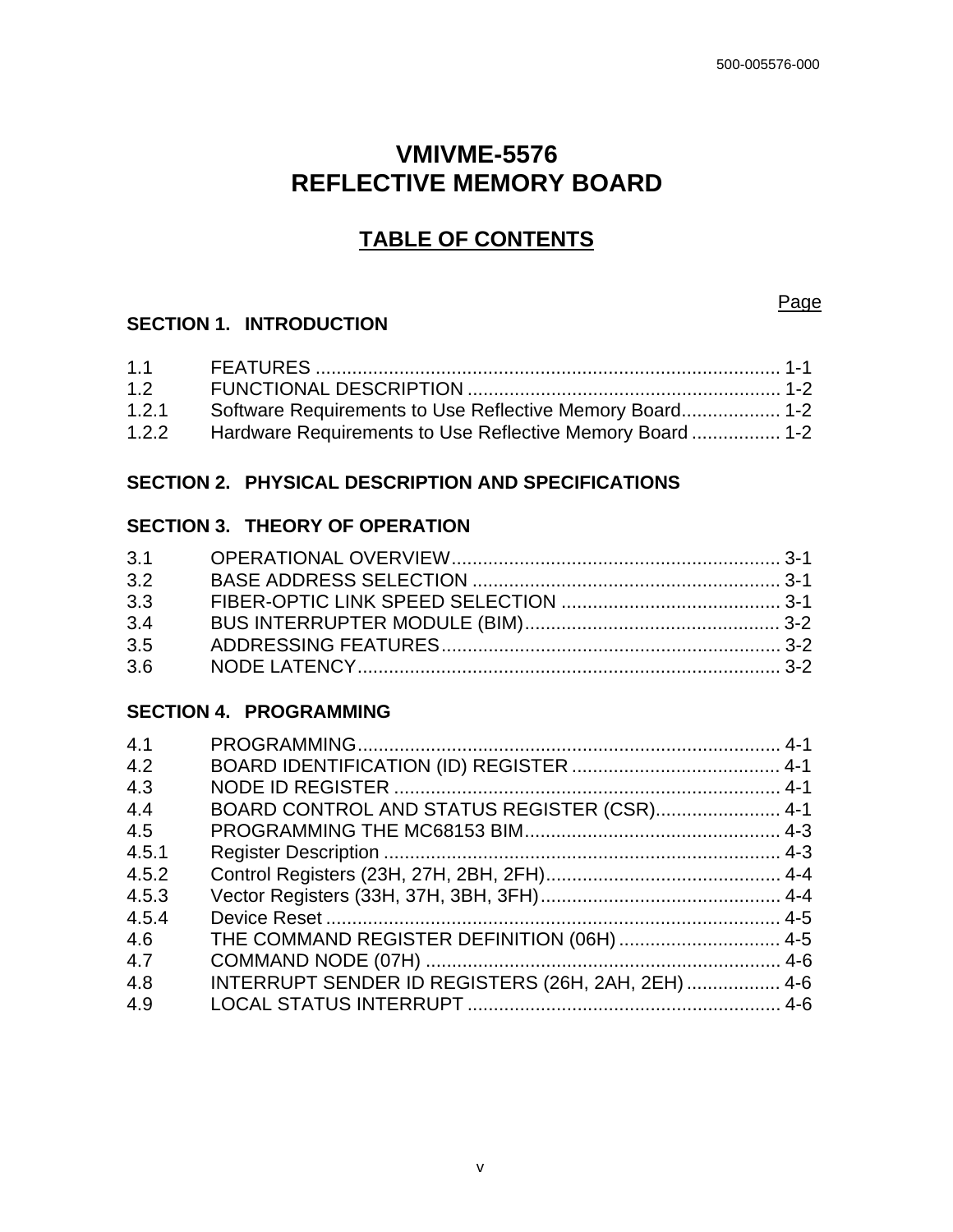# VMIVME-5576
# REFLECTIVE MEMORY BOARD

## TABLE OF CONTENTS

Page

**SECTION 1. INTRODUCTION**

| | | |
|---|---|---|
| 1.1 | FEATURES | 1-1 |
| 1.2 | FUNCTIONAL DESCRIPTION | 1-2 |
| 1.2.1 | Software Requirements to Use Reflective Memory Board | 1-2 |
| 1.2.2 | Hardware Requirements to Use Reflective Memory Board | 1-2 |

**SECTION 2. PHYSICAL DESCRIPTION AND SPECIFICATIONS**

**SECTION 3. THEORY OF OPERATION**

| | | |
|---|---|---|
| 3.1 | OPERATIONAL OVERVIEW | 3-1 |
| 3.2 | BASE ADDRESS SELECTION | 3-1 |
| 3.3 | FIBER-OPTIC LINK SPEED SELECTION | 3-1 |
| 3.4 | BUS INTERRUPTER MODULE (BIM) | 3-2 |
| 3.5 | ADDRESSING FEATURES | 3-2 |
| 3.6 | NODE LATENCY | 3-2 |

**SECTION 4. PROGRAMMING**

| | | |
|---|---|---|
| 4.1 | PROGRAMMING | 4-1 |
| 4.2 | BOARD IDENTIFICATION (ID) REGISTER | 4-1 |
| 4.3 | NODE ID REGISTER | 4-1 |
| 4.4 | BOARD CONTROL AND STATUS REGISTER (CSR) | 4-1 |
| 4.5 | PROGRAMMING THE MC68153 BIM | 4-3 |
| 4.5.1 | Register Description | 4-3 |
| 4.5.2 | Control Registers (23H, 27H, 2BH, 2FH) | 4-4 |
| 4.5.3 | Vector Registers (33H, 37H, 3BH, 3FH) | 4-4 |
| 4.5.4 | Device Reset | 4-5 |
| 4.6 | THE COMMAND REGISTER DEFINITION (06H) | 4-5 |
| 4.7 | COMMAND NODE (07H) | 4-6 |
| 4.8 | INTERRUPT SENDER ID REGISTERS (26H, 2AH, 2EH) | 4-6 |
| 4.9 | LOCAL STATUS INTERRUPT | 4-6 |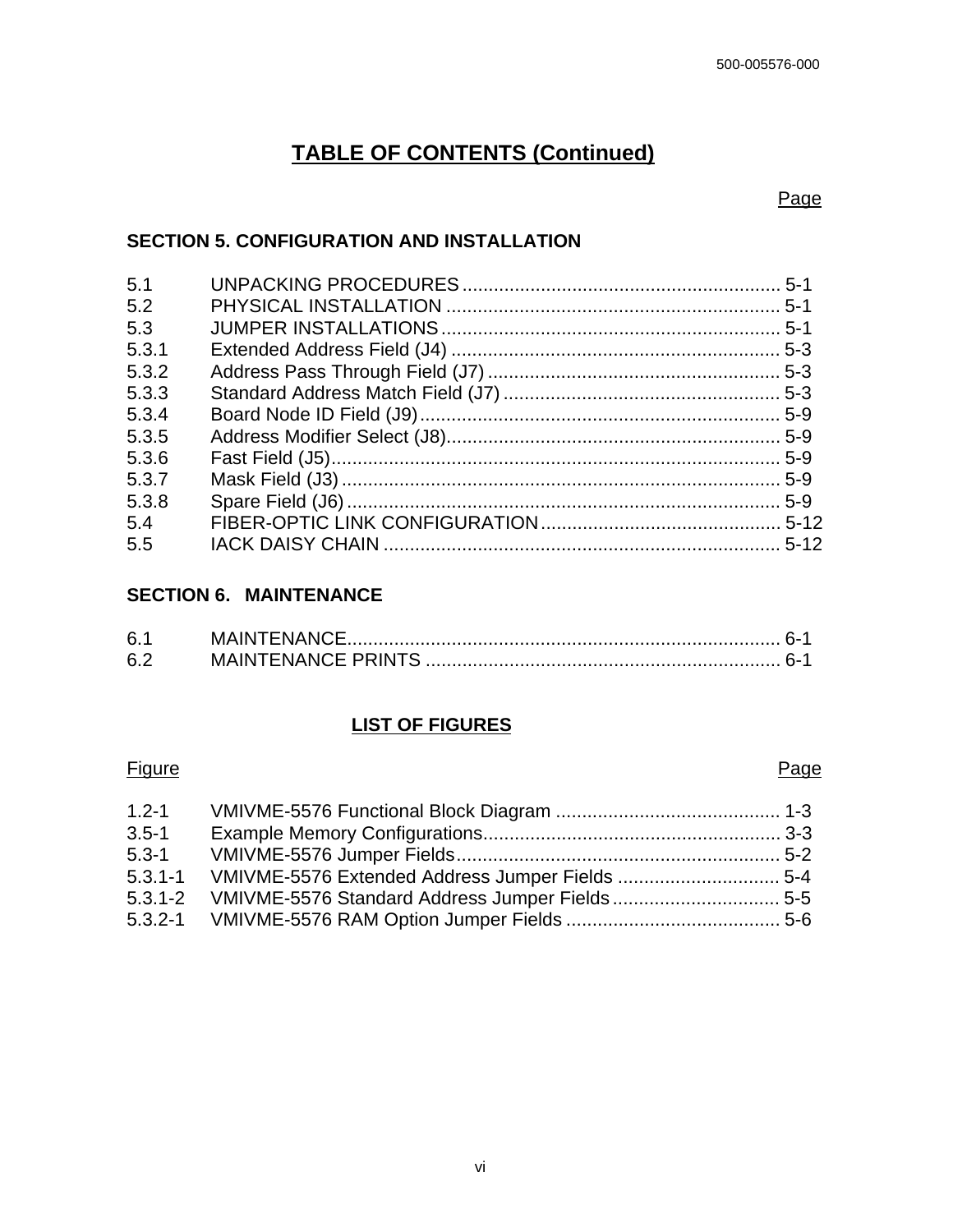## TABLE OF CONTENTS (Continued)

Page

### SECTION 5. CONFIGURATION AND INSTALLATION

| | | |
|---|---|---|
| 5.1 | UNPACKING PROCEDURES | 5-1 |
| 5.2 | PHYSICAL INSTALLATION | 5-1 |
| 5.3 | JUMPER INSTALLATIONS | 5-1 |
| 5.3.1 | Extended Address Field (J4) | 5-3 |
| 5.3.2 | Address Pass Through Field (J7) | 5-3 |
| 5.3.3 | Standard Address Match Field (J7) | 5-3 |
| 5.3.4 | Board Node ID Field (J9) | 5-9 |
| 5.3.5 | Address Modifier Select (J8) | 5-9 |
| 5.3.6 | Fast Field (J5) | 5-9 |
| 5.3.7 | Mask Field (J3) | 5-9 |
| 5.3.8 | Spare Field (J6) | 5-9 |
| 5.4 | FIBER-OPTIC LINK CONFIGURATION | 5-12 |
| 5.5 | IACK DAISY CHAIN | 5-12 |

### SECTION 6. MAINTENANCE

| | | |
|---|---|---|
| 6.1 | MAINTENANCE | 6-1 |
| 6.2 | MAINTENANCE PRINTS | 6-1 |

## LIST OF FIGURES

| Figure | | Page |
|---|---|---|
| 1.2-1 | VMIVME-5576 Functional Block Diagram | 1-3 |
| 3.5-1 | Example Memory Configurations | 3-3 |
| 5.3-1 | VMIVME-5576 Jumper Fields | 5-2 |
| 5.3.1-1 | VMIVME-5576 Extended Address Jumper Fields | 5-4 |
| 5.3.1-2 | VMIVME-5576 Standard Address Jumper Fields | 5-5 |
| 5.3.2-1 | VMIVME-5576 RAM Option Jumper Fields | 5-6 |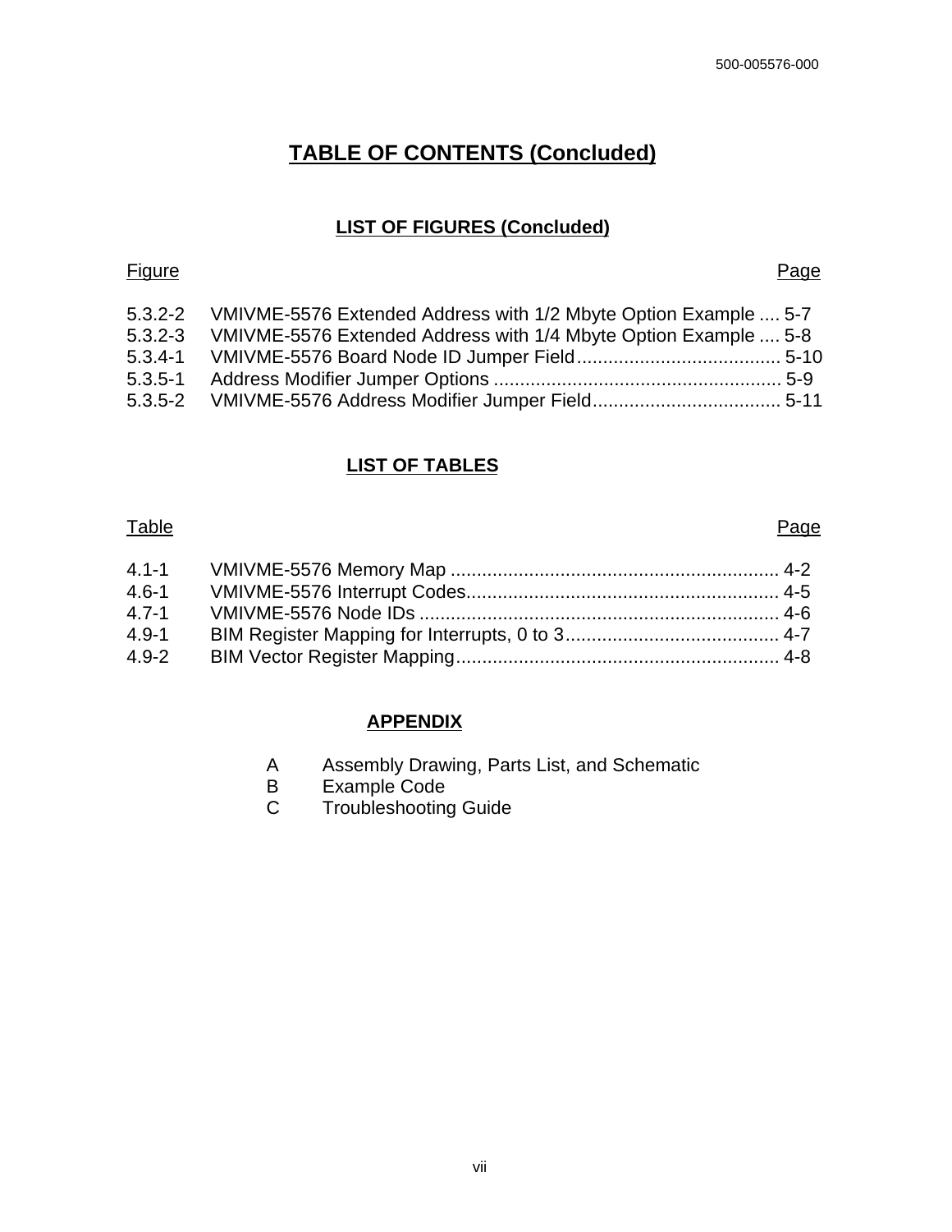# TABLE OF CONTENTS (Concluded)

## LIST OF FIGURES (Concluded)

| Figure | | Page |
|---|---|---|
| 5.3.2-2 | VMIVME-5576 Extended Address with 1/2 Mbyte Option Example | 5-7 |
| 5.3.2-3 | VMIVME-5576 Extended Address with 1/4 Mbyte Option Example | 5-8 |
| 5.3.4-1 | VMIVME-5576 Board Node ID Jumper Field | 5-10 |
| 5.3.5-1 | Address Modifier Jumper Options | 5-9 |
| 5.3.5-2 | VMIVME-5576 Address Modifier Jumper Field | 5-11 |

## LIST OF TABLES

| Table | | Page |
|---|---|---|
| 4.1-1 | VMIVME-5576 Memory Map | 4-2 |
| 4.6-1 | VMIVME-5576 Interrupt Codes | 4-5 |
| 4.7-1 | VMIVME-5576 Node IDs | 4-6 |
| 4.9-1 | BIM Register Mapping for Interrupts, 0 to 3 | 4-7 |
| 4.9-2 | BIM Vector Register Mapping | 4-8 |

## APPENDIX

A Assembly Drawing, Parts List, and Schematic

B Example Code

C Troubleshooting Guide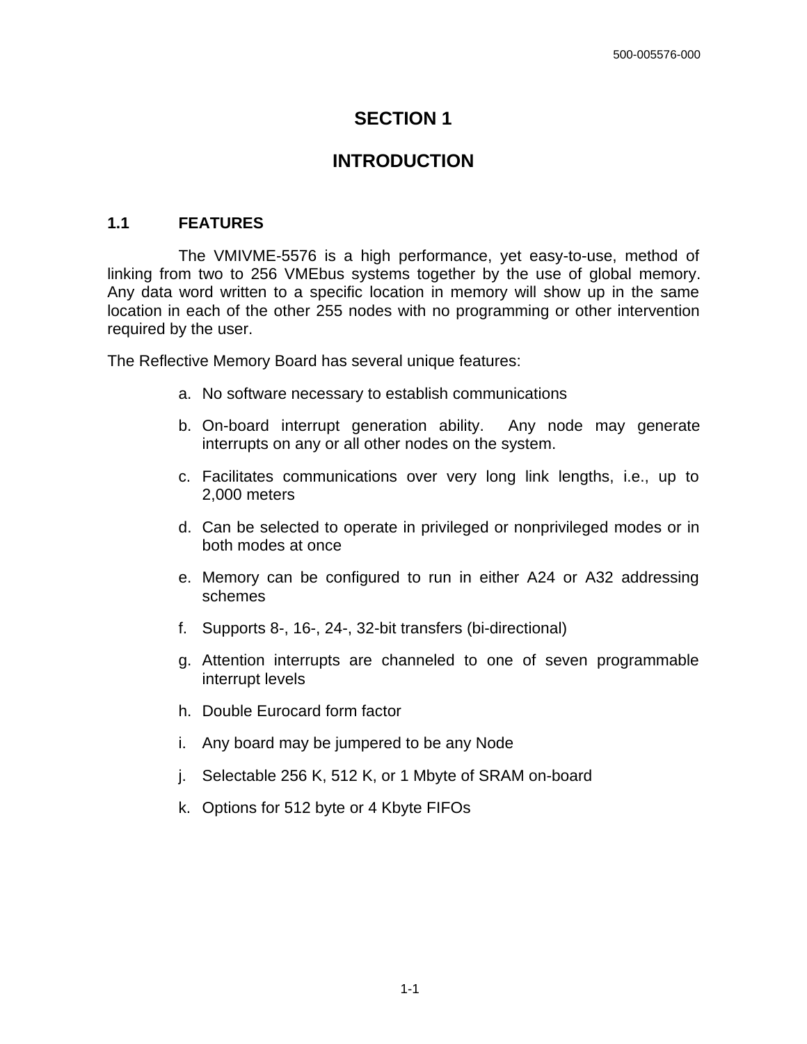# SECTION 1

# INTRODUCTION

## 1.1 FEATURES

The VMIVME-5576 is a high performance, yet easy-to-use, method of linking from two to 256 VMEbus systems together by the use of global memory. Any data word written to a specific location in memory will show up in the same location in each of the other 255 nodes with no programming or other intervention required by the user.

The Reflective Memory Board has several unique features:

a. No software necessary to establish communications

b. On-board interrupt generation ability. Any node may generate interrupts on any or all other nodes on the system.

c. Facilitates communications over very long link lengths, i.e., up to 2,000 meters

d. Can be selected to operate in privileged or nonprivileged modes or in both modes at once

e. Memory can be configured to run in either A24 or A32 addressing schemes

f. Supports 8-, 16-, 24-, 32-bit transfers (bi-directional)

g. Attention interrupts are channeled to one of seven programmable interrupt levels

h. Double Eurocard form factor

i. Any board may be jumpered to be any Node

j. Selectable 256 K, 512 K, or 1 Mbyte of SRAM on-board

k. Options for 512 byte or 4 Kbyte FIFOs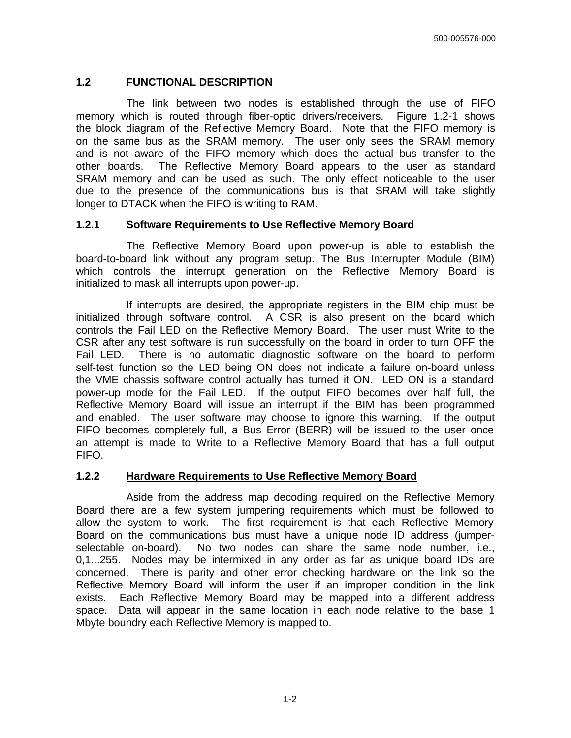## 1.2 FUNCTIONAL DESCRIPTION

The link between two nodes is established through the use of FIFO memory which is routed through fiber-optic drivers/receivers. Figure 1.2-1 shows the block diagram of the Reflective Memory Board. Note that the FIFO memory is on the same bus as the SRAM memory. The user only sees the SRAM memory and is not aware of the FIFO memory which does the actual bus transfer to the other boards. The Reflective Memory Board appears to the user as standard SRAM memory and can be used as such. The only effect noticeable to the user due to the presence of the communications bus is that SRAM will take slightly longer to DTACK when the FIFO is writing to RAM.

### 1.2.1 Software Requirements to Use Reflective Memory Board

The Reflective Memory Board upon power-up is able to establish the board-to-board link without any program setup. The Bus Interrupter Module (BIM) which controls the interrupt generation on the Reflective Memory Board is initialized to mask all interrupts upon power-up.

If interrupts are desired, the appropriate registers in the BIM chip must be initialized through software control. A CSR is also present on the board which controls the Fail LED on the Reflective Memory Board. The user must Write to the CSR after any test software is run successfully on the board in order to turn OFF the Fail LED. There is no automatic diagnostic software on the board to perform self-test function so the LED being ON does not indicate a failure on-board unless the VME chassis software control actually has turned it ON. LED ON is a standard power-up mode for the Fail LED. If the output FIFO becomes over half full, the Reflective Memory Board will issue an interrupt if the BIM has been programmed and enabled. The user software may choose to ignore this warning. If the output FIFO becomes completely full, a Bus Error (BERR) will be issued to the user once an attempt is made to Write to a Reflective Memory Board that has a full output FIFO.

### 1.2.2 Hardware Requirements to Use Reflective Memory Board

Aside from the address map decoding required on the Reflective Memory Board there are a few system jumpering requirements which must be followed to allow the system to work. The first requirement is that each Reflective Memory Board on the communications bus must have a unique node ID address (jumper-selectable on-board). No two nodes can share the same node number, i.e., 0,1...255. Nodes may be intermixed in any order as far as unique board IDs are concerned. There is parity and other error checking hardware on the link so the Reflective Memory Board will inform the user if an improper condition in the link exists. Each Reflective Memory Board may be mapped into a different address space. Data will appear in the same location in each node relative to the base 1 Mbyte boundry each Reflective Memory is mapped to.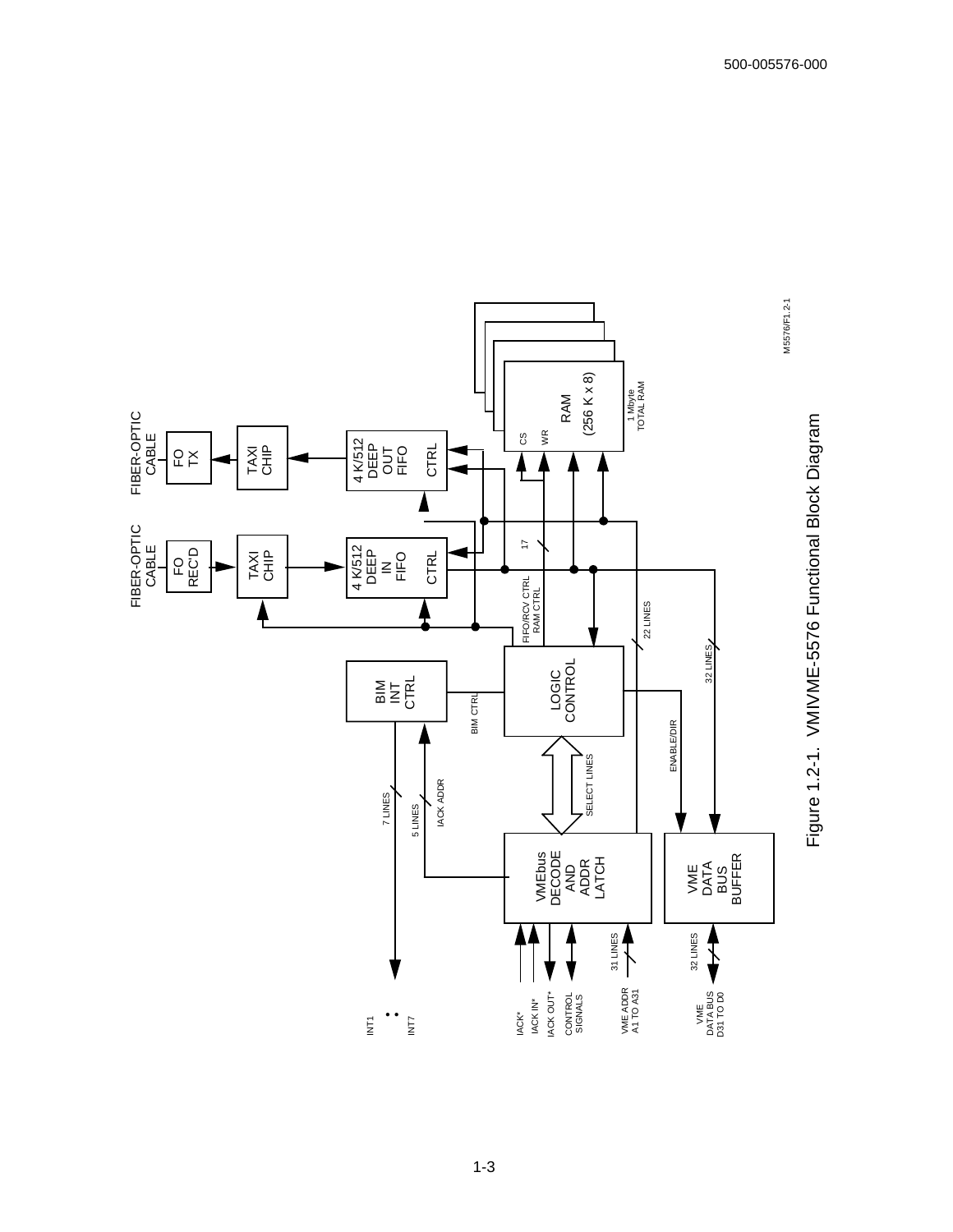FIBER-OPTIC CABLE

FO TX

TAXI CHIP

4 K/512 DEEP OUT FIFO

CTRL

FIBER-OPTIC CABLE

FO REC'D

TAXI CHIP

4 K/512 DEEP IN FIFO

CTRL

CS

WR

RAM (256 K x 8)

1 Mbyte TOTAL RAM

17

FIFO/RCV CTRL RAM CTRL

22 LINES

32 LINES

BIM INT CTRL

BIM CTRL

LOGIC CONTROL

ENABLE/DIR

SELECT LINES

7 LINES

5 LINES

IACK ADDR

VMEbus DECODE AND ADDR LATCH

VME DATA BUS BUFFER

31 LINES

32 LINES

INT1 : INT7

IACK*

IACK IN*

IACK OUT*

CONTROL SIGNALS

VME ADDR A1 TO A31

VME DATA BUS D31 TO D0

M5576/F1.2-1

Figure 1.2-1. VMIVME-5576 Functional Block Diagram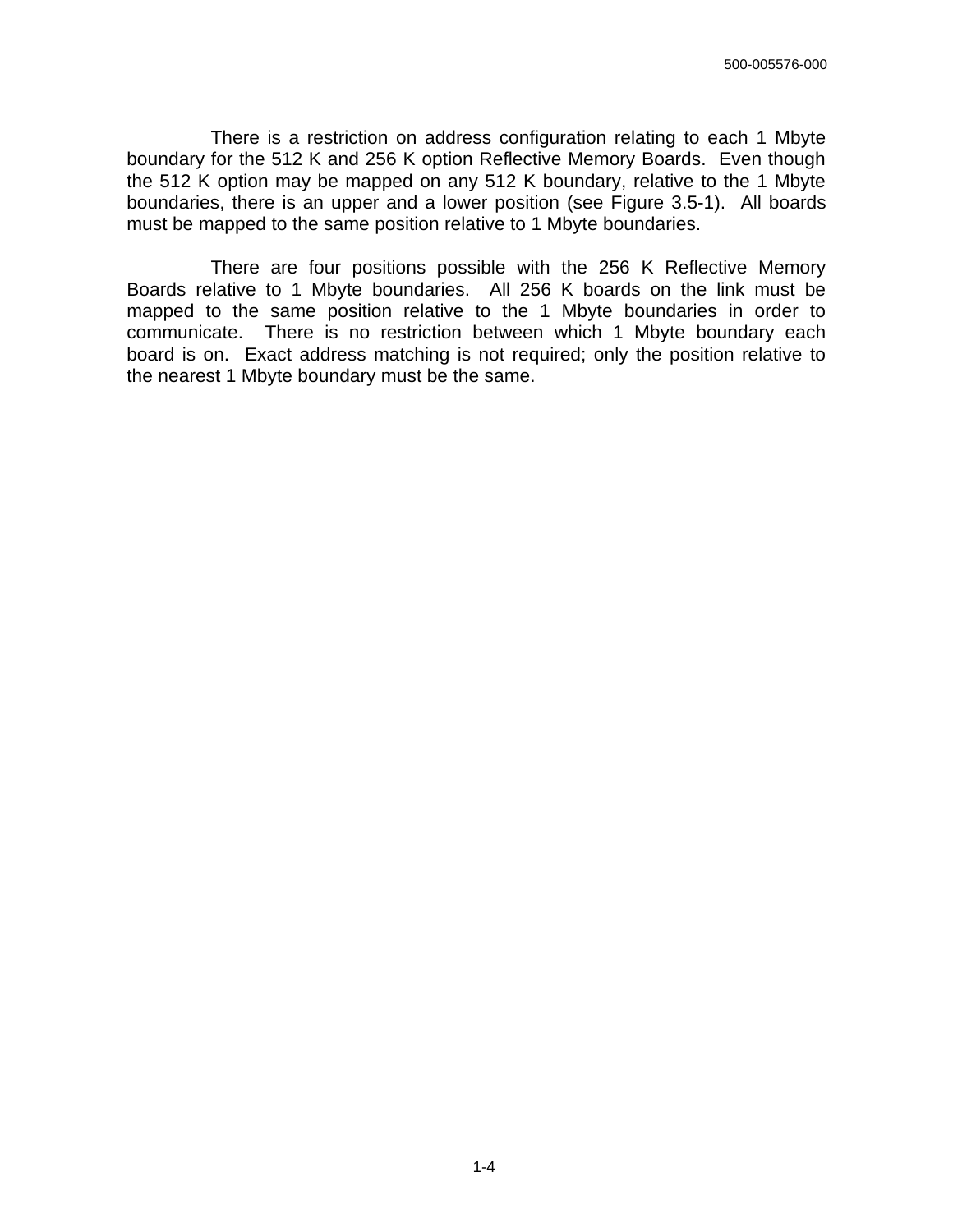There is a restriction on address configuration relating to each 1 Mbyte boundary for the 512 K and 256 K option Reflective Memory Boards. Even though the 512 K option may be mapped on any 512 K boundary, relative to the 1 Mbyte boundaries, there is an upper and a lower position (see Figure 3.5-1). All boards must be mapped to the same position relative to 1 Mbyte boundaries.

There are four positions possible with the 256 K Reflective Memory Boards relative to 1 Mbyte boundaries. All 256 K boards on the link must be mapped to the same position relative to the 1 Mbyte boundaries in order to communicate. There is no restriction between which 1 Mbyte boundary each board is on. Exact address matching is not required; only the position relative to the nearest 1 Mbyte boundary must be the same.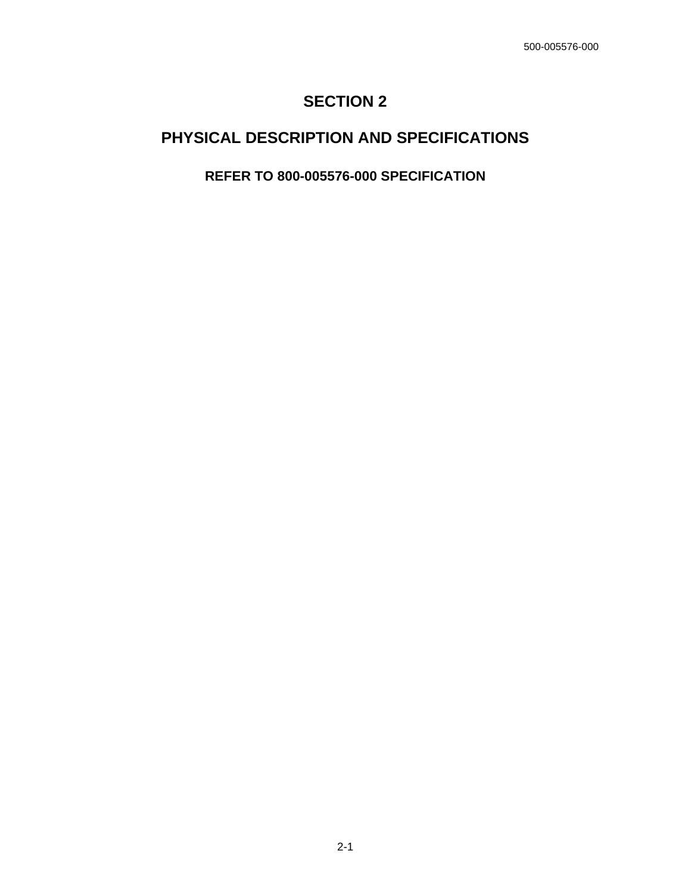# SECTION 2

# PHYSICAL DESCRIPTION AND SPECIFICATIONS

## REFER TO 800-005576-000 SPECIFICATION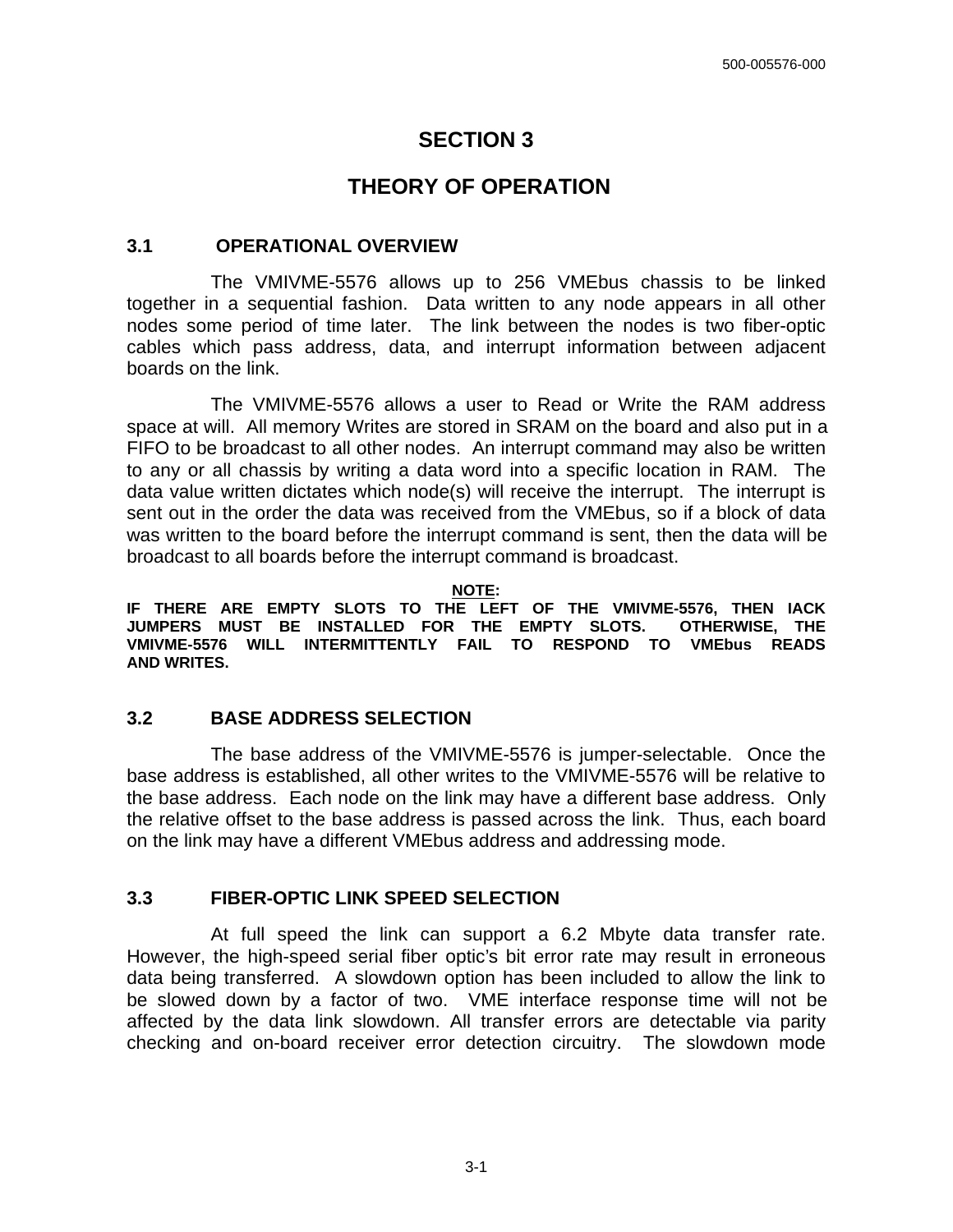# SECTION 3

# THEORY OF OPERATION

## 3.1 OPERATIONAL OVERVIEW

The VMIVME-5576 allows up to 256 VMEbus chassis to be linked together in a sequential fashion. Data written to any node appears in all other nodes some period of time later. The link between the nodes is two fiber-optic cables which pass address, data, and interrupt information between adjacent boards on the link.

The VMIVME-5576 allows a user to Read or Write the RAM address space at will. All memory Writes are stored in SRAM on the board and also put in a FIFO to be broadcast to all other nodes. An interrupt command may also be written to any or all chassis by writing a data word into a specific location in RAM. The data value written dictates which node(s) will receive the interrupt. The interrupt is sent out in the order the data was received from the VMEbus, so if a block of data was written to the board before the interrupt command is sent, then the data will be broadcast to all boards before the interrupt command is broadcast.

**NOTE:**

**IF THERE ARE EMPTY SLOTS TO THE LEFT OF THE VMIVME-5576, THEN IACK JUMPERS MUST BE INSTALLED FOR THE EMPTY SLOTS. OTHERWISE, THE VMIVME-5576 WILL INTERMITTENTLY FAIL TO RESPOND TO VMEbus READS AND WRITES.**

## 3.2 BASE ADDRESS SELECTION

The base address of the VMIVME-5576 is jumper-selectable. Once the base address is established, all other writes to the VMIVME-5576 will be relative to the base address. Each node on the link may have a different base address. Only the relative offset to the base address is passed across the link. Thus, each board on the link may have a different VMEbus address and addressing mode.

## 3.3 FIBER-OPTIC LINK SPEED SELECTION

At full speed the link can support a 6.2 Mbyte data transfer rate. However, the high-speed serial fiber optic's bit error rate may result in erroneous data being transferred. A slowdown option has been included to allow the link to be slowed down by a factor of two. VME interface response time will not be affected by the data link slowdown. All transfer errors are detectable via parity checking and on-board receiver error detection circuitry. The slowdown mode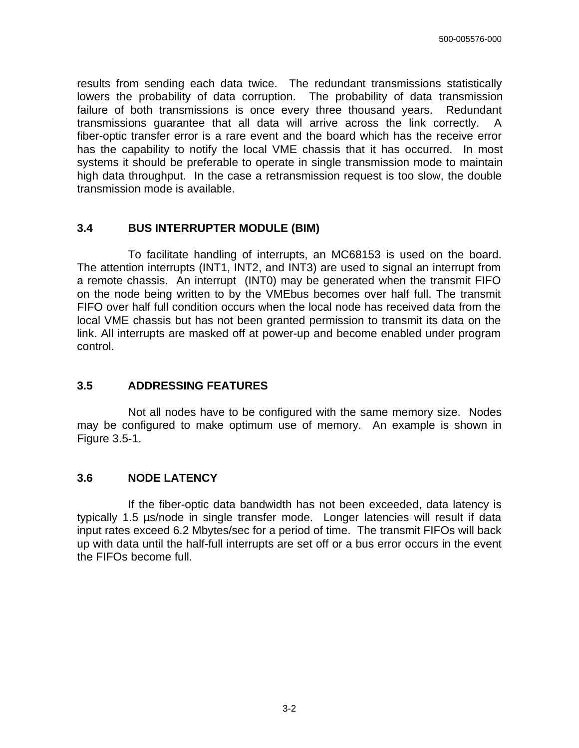results from sending each data twice. The redundant transmissions statistically lowers the probability of data corruption. The probability of data transmission failure of both transmissions is once every three thousand years. Redundant transmissions guarantee that all data will arrive across the link correctly. A fiber-optic transfer error is a rare event and the board which has the receive error has the capability to notify the local VME chassis that it has occurred. In most systems it should be preferable to operate in single transmission mode to maintain high data throughput. In the case a retransmission request is too slow, the double transmission mode is available.

## 3.4 BUS INTERRUPTER MODULE (BIM)

To facilitate handling of interrupts, an MC68153 is used on the board. The attention interrupts (INT1, INT2, and INT3) are used to signal an interrupt from a remote chassis. An interrupt (INT0) may be generated when the transmit FIFO on the node being written to by the VMEbus becomes over half full. The transmit FIFO over half full condition occurs when the local node has received data from the local VME chassis but has not been granted permission to transmit its data on the link. All interrupts are masked off at power-up and become enabled under program control.

## 3.5 ADDRESSING FEATURES

Not all nodes have to be configured with the same memory size. Nodes may be configured to make optimum use of memory. An example is shown in Figure 3.5-1.

## 3.6 NODE LATENCY

If the fiber-optic data bandwidth has not been exceeded, data latency is typically 1.5 µs/node in single transfer mode. Longer latencies will result if data input rates exceed 6.2 Mbytes/sec for a period of time. The transmit FIFOs will back up with data until the half-full interrupts are set off or a bus error occurs in the event the FIFOs become full.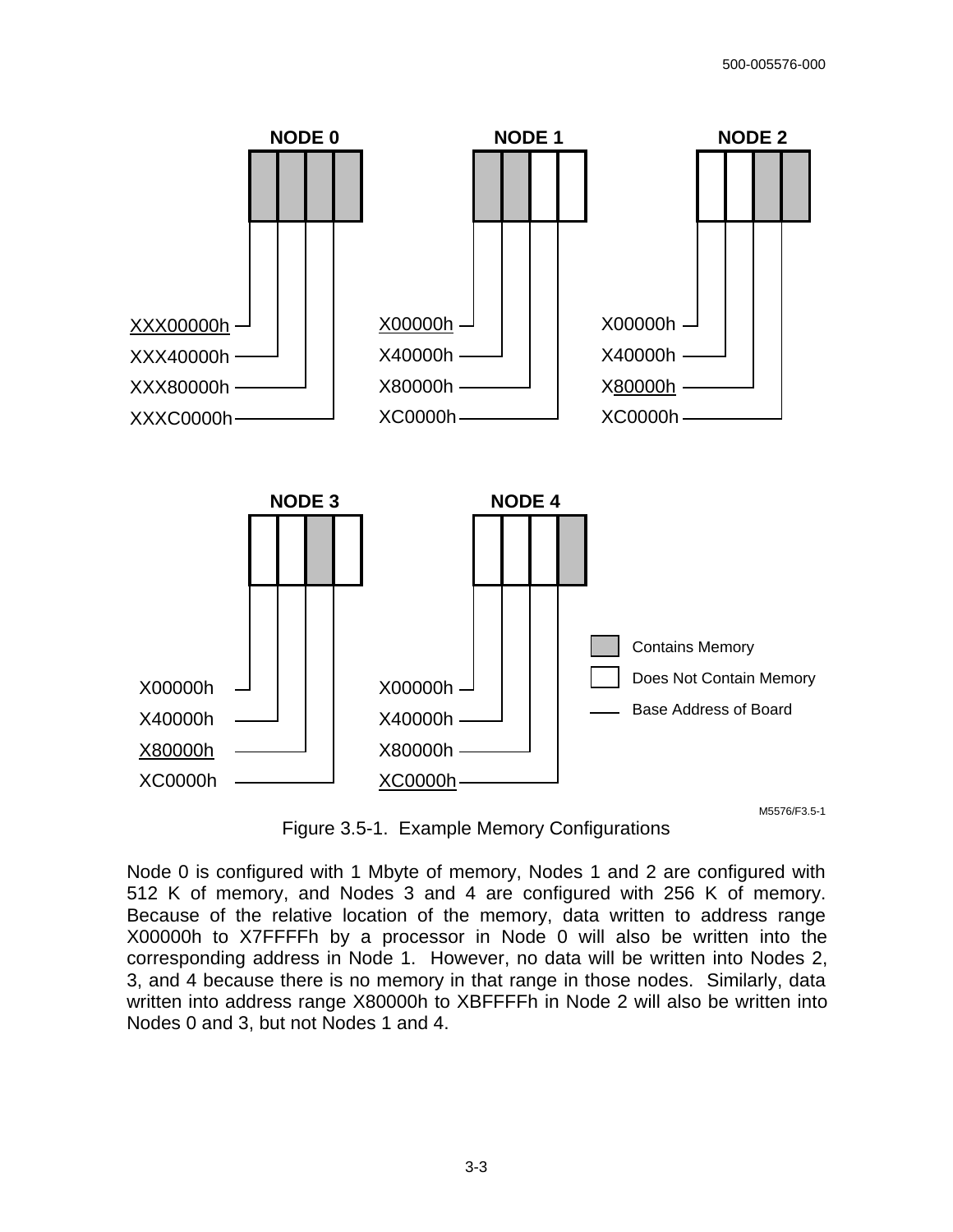NODE 0

XXX00000h
XXX40000h
XXX80000h
XXXC0000h

NODE 1

X00000h
X40000h
X80000h
XC0000h

NODE 2

X00000h
X40000h
X80000h
XC0000h

NODE 3

X00000h
X40000h
X80000h
XC0000h

NODE 4

X00000h
X40000h
X80000h
XC0000h

Contains Memory

Does Not Contain Memory

Base Address of Board

M5576/F3.5-1

Figure 3.5-1. Example Memory Configurations

Node 0 is configured with 1 Mbyte of memory, Nodes 1 and 2 are configured with 512 K of memory, and Nodes 3 and 4 are configured with 256 K of memory. Because of the relative location of the memory, data written to address range X00000h to X7FFFFh by a processor in Node 0 will also be written into the corresponding address in Node 1. However, no data will be written into Nodes 2, 3, and 4 because there is no memory in that range in those nodes. Similarly, data written into address range X80000h to XBFFFFh in Node 2 will also be written into Nodes 0 and 3, but not Nodes 1 and 4.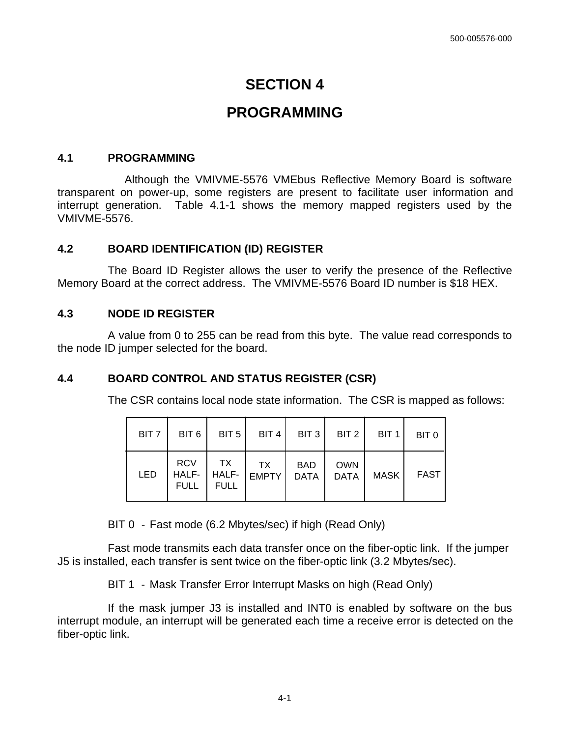# SECTION 4

# PROGRAMMING

## 4.1 PROGRAMMING

Although the VMIVME-5576 VMEbus Reflective Memory Board is software transparent on power-up, some registers are present to facilitate user information and interrupt generation. Table 4.1-1 shows the memory mapped registers used by the VMIVME-5576.

## 4.2 BOARD IDENTIFICATION (ID) REGISTER

The Board ID Register allows the user to verify the presence of the Reflective Memory Board at the correct address. The VMIVME-5576 Board ID number is $18 HEX.

## 4.3 NODE ID REGISTER

A value from 0 to 255 can be read from this byte. The value read corresponds to the node ID jumper selected for the board.

## 4.4 BOARD CONTROL AND STATUS REGISTER (CSR)

The CSR contains local node state information. The CSR is mapped as follows:

| BIT 7 | BIT 6 | BIT 5 | BIT 4 | BIT 3 | BIT 2 | BIT 1 | BIT 0 |
|---|---|---|---|---|---|---|---|
| LED | RCV HALF-FULL | TX HALF-FULL | TX EMPTY | BAD DATA | OWN DATA | MASK | FAST |

BIT 0 - Fast mode (6.2 Mbytes/sec) if high (Read Only)

Fast mode transmits each data transfer once on the fiber-optic link. If the jumper J5 is installed, each transfer is sent twice on the fiber-optic link (3.2 Mbytes/sec).

BIT 1 - Mask Transfer Error Interrupt Masks on high (Read Only)

If the mask jumper J3 is installed and INT0 is enabled by software on the bus interrupt module, an interrupt will be generated each time a receive error is detected on the fiber-optic link.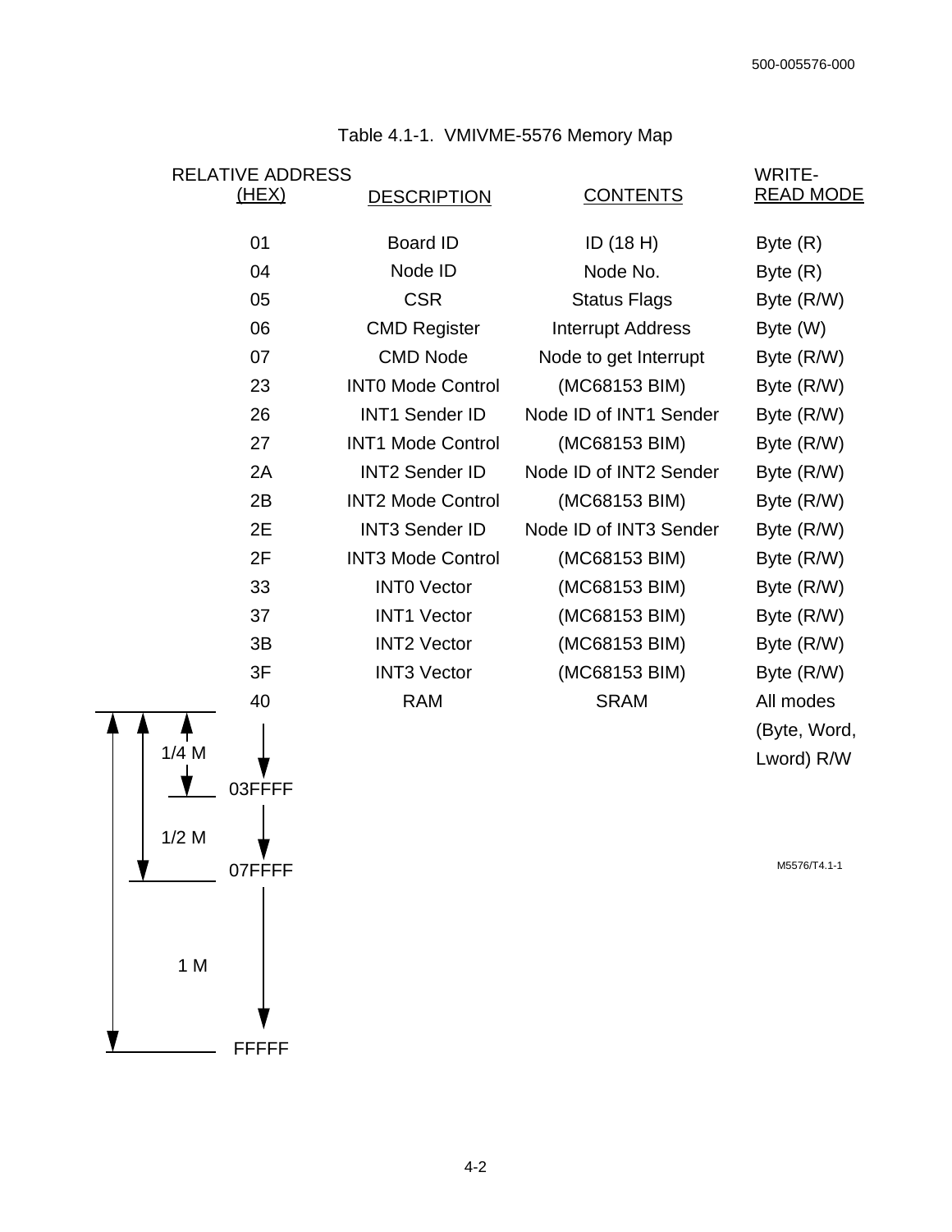Table 4.1-1. VMIVME-5576 Memory Map

| RELATIVE ADDRESS (HEX) | DESCRIPTION | CONTENTS | WRITE-READ MODE |
|---|---|---|---|
| 01 | Board ID | ID (18 H) | Byte (R) |
| 04 | Node ID | Node No. | Byte (R) |
| 05 | CSR | Status Flags | Byte (R/W) |
| 06 | CMD Register | Interrupt Address | Byte (W) |
| 07 | CMD Node | Node to get Interrupt | Byte (R/W) |
| 23 | INT0 Mode Control | (MC68153 BIM) | Byte (R/W) |
| 26 | INT1 Sender ID | Node ID of INT1 Sender | Byte (R/W) |
| 27 | INT1 Mode Control | (MC68153 BIM) | Byte (R/W) |
| 2A | INT2 Sender ID | Node ID of INT2 Sender | Byte (R/W) |
| 2B | INT2 Mode Control | (MC68153 BIM) | Byte (R/W) |
| 2E | INT3 Sender ID | Node ID of INT3 Sender | Byte (R/W) |
| 2F | INT3 Mode Control | (MC68153 BIM) | Byte (R/W) |
| 33 | INT0 Vector | (MC68153 BIM) | Byte (R/W) |
| 37 | INT1 Vector | (MC68153 BIM) | Byte (R/W) |
| 3B | INT2 Vector | (MC68153 BIM) | Byte (R/W) |
| 3F | INT3 Vector | (MC68153 BIM) | Byte (R/W) |
| 40 | RAM | SRAM | All modes (Byte, Word, Lword) R/W |
| 03FFFF (1/4 M) | | | |
| 07FFFF (1/2 M) | | | |
| FFFFF (1 M) | | | |

M5576/T4.1-1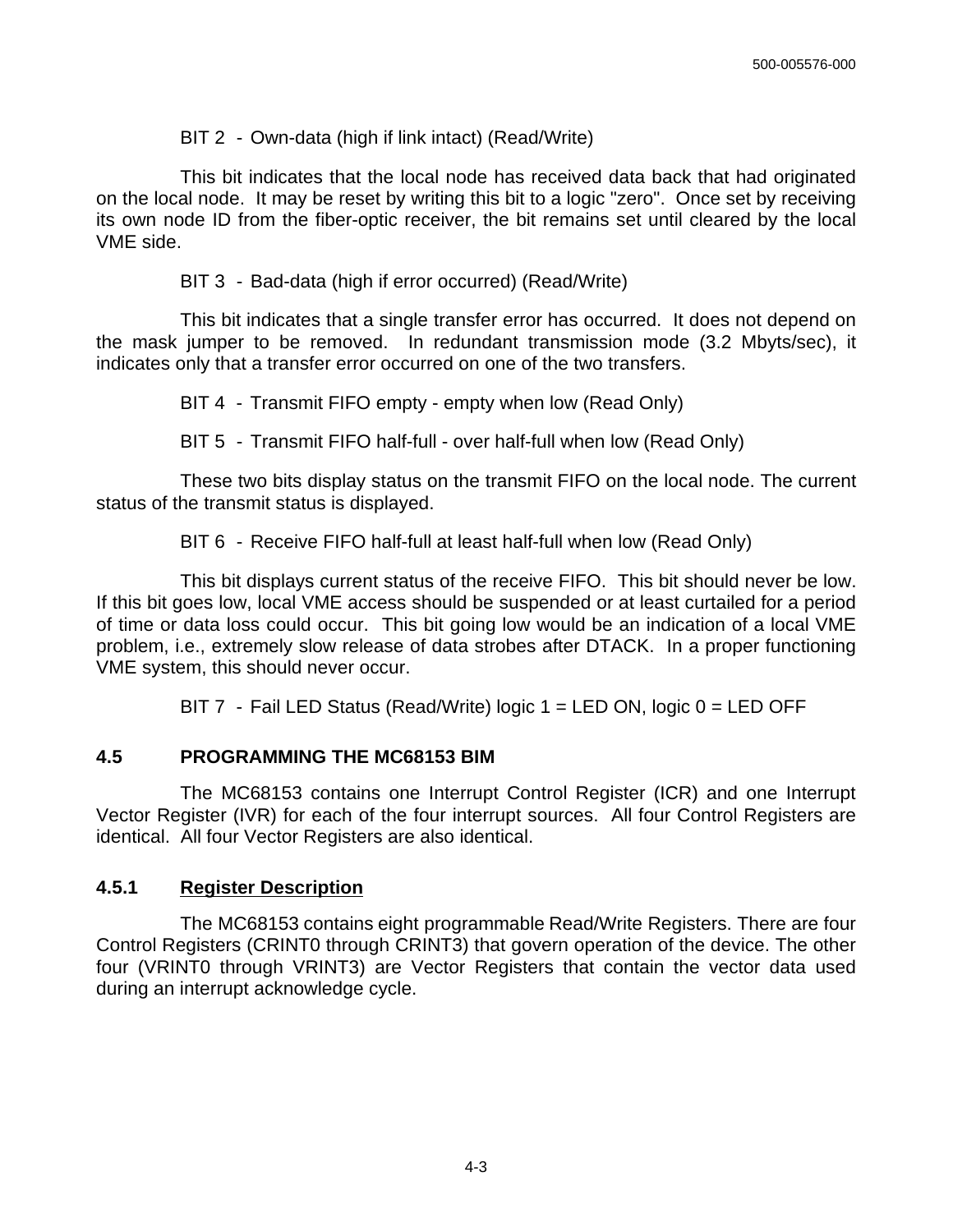BIT 2 - Own-data (high if link intact) (Read/Write)

This bit indicates that the local node has received data back that had originated on the local node. It may be reset by writing this bit to a logic "zero". Once set by receiving its own node ID from the fiber-optic receiver, the bit remains set until cleared by the local VME side.

BIT 3 - Bad-data (high if error occurred) (Read/Write)

This bit indicates that a single transfer error has occurred. It does not depend on the mask jumper to be removed. In redundant transmission mode (3.2 Mbyts/sec), it indicates only that a transfer error occurred on one of the two transfers.

BIT 4 - Transmit FIFO empty - empty when low (Read Only)

BIT 5 - Transmit FIFO half-full - over half-full when low (Read Only)

These two bits display status on the transmit FIFO on the local node. The current status of the transmit status is displayed.

BIT 6 - Receive FIFO half-full at least half-full when low (Read Only)

This bit displays current status of the receive FIFO. This bit should never be low. If this bit goes low, local VME access should be suspended or at least curtailed for a period of time or data loss could occur. This bit going low would be an indication of a local VME problem, i.e., extremely slow release of data strobes after DTACK. In a proper functioning VME system, this should never occur.

BIT 7 - Fail LED Status (Read/Write) logic 1 = LED ON, logic 0 = LED OFF

## 4.5 PROGRAMMING THE MC68153 BIM

The MC68153 contains one Interrupt Control Register (ICR) and one Interrupt Vector Register (IVR) for each of the four interrupt sources. All four Control Registers are identical. All four Vector Registers are also identical.

### 4.5.1 Register Description

The MC68153 contains eight programmable Read/Write Registers. There are four Control Registers (CRINT0 through CRINT3) that govern operation of the device. The other four (VRINT0 through VRINT3) are Vector Registers that contain the vector data used during an interrupt acknowledge cycle.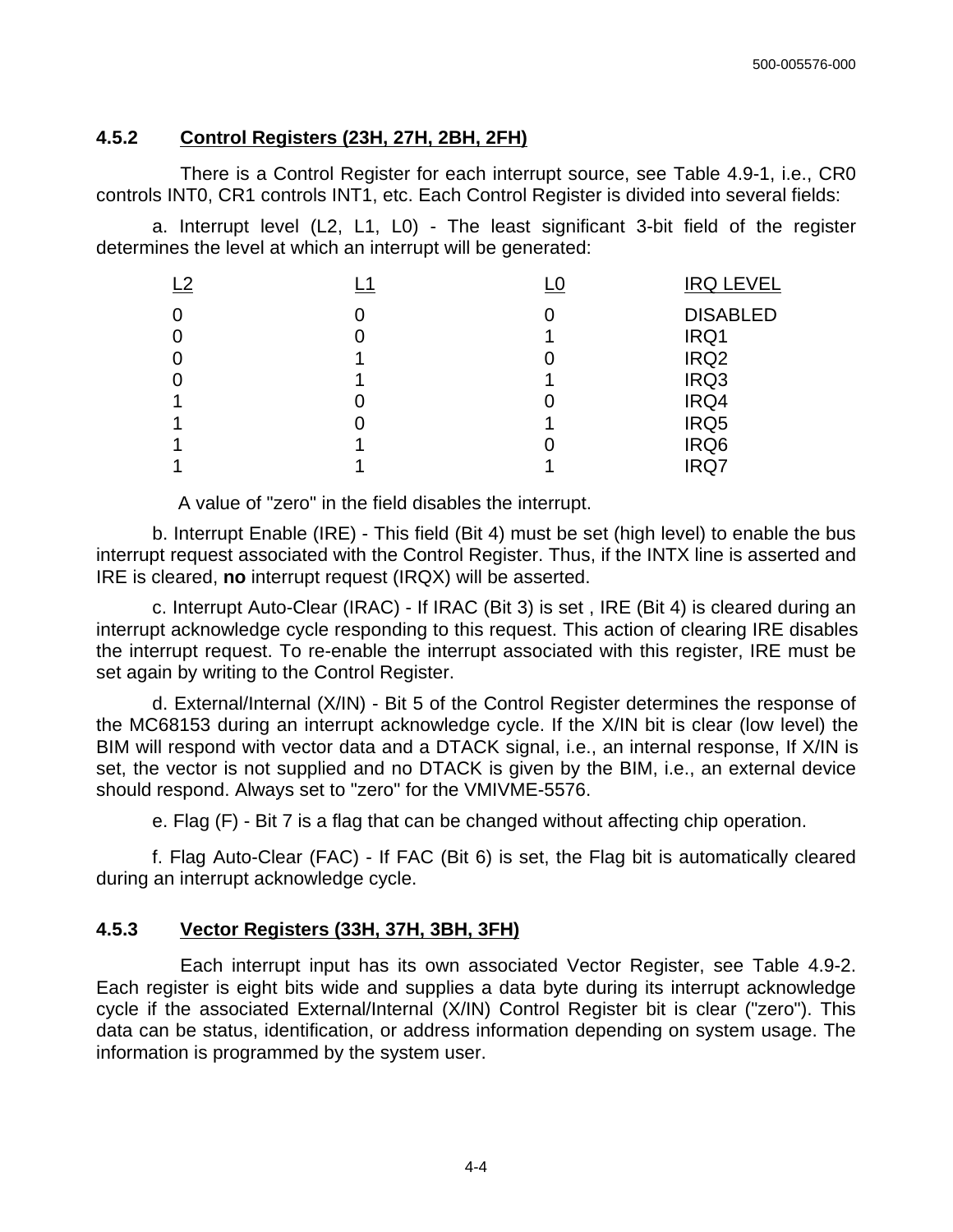### 4.5.2 Control Registers (23H, 27H, 2BH, 2FH)

There is a Control Register for each interrupt source, see Table 4.9-1, i.e., CR0 controls INT0, CR1 controls INT1, etc. Each Control Register is divided into several fields:

a. Interrupt level (L2, L1, L0) - The least significant 3-bit field of the register determines the level at which an interrupt will be generated:

| L2 | L1 | L0 | IRQ LEVEL |
|---|---|---|---|
| 0 | 0 | 0 | DISABLED |
| 0 | 0 | 1 | IRQ1 |
| 0 | 1 | 0 | IRQ2 |
| 0 | 1 | 1 | IRQ3 |
| 1 | 0 | 0 | IRQ4 |
| 1 | 0 | 1 | IRQ5 |
| 1 | 1 | 0 | IRQ6 |
| 1 | 1 | 1 | IRQ7 |

A value of "zero" in the field disables the interrupt.

b. Interrupt Enable (IRE) - This field (Bit 4) must be set (high level) to enable the bus interrupt request associated with the Control Register. Thus, if the INTX line is asserted and IRE is cleared, **no** interrupt request (IRQX) will be asserted.

c. Interrupt Auto-Clear (IRAC) - If IRAC (Bit 3) is set , IRE (Bit 4) is cleared during an interrupt acknowledge cycle responding to this request. This action of clearing IRE disables the interrupt request. To re-enable the interrupt associated with this register, IRE must be set again by writing to the Control Register.

d. External/Internal (X/IN) - Bit 5 of the Control Register determines the response of the MC68153 during an interrupt acknowledge cycle. If the X/IN bit is clear (low level) the BIM will respond with vector data and a DTACK signal, i.e., an internal response, If X/IN is set, the vector is not supplied and no DTACK is given by the BIM, i.e., an external device should respond. Always set to "zero" for the VMIVME-5576.

e. Flag (F) - Bit 7 is a flag that can be changed without affecting chip operation.

f. Flag Auto-Clear (FAC) - If FAC (Bit 6) is set, the Flag bit is automatically cleared during an interrupt acknowledge cycle.

### 4.5.3 Vector Registers (33H, 37H, 3BH, 3FH)

Each interrupt input has its own associated Vector Register, see Table 4.9-2. Each register is eight bits wide and supplies a data byte during its interrupt acknowledge cycle if the associated External/Internal (X/IN) Control Register bit is clear ("zero"). This data can be status, identification, or address information depending on system usage. The information is programmed by the system user.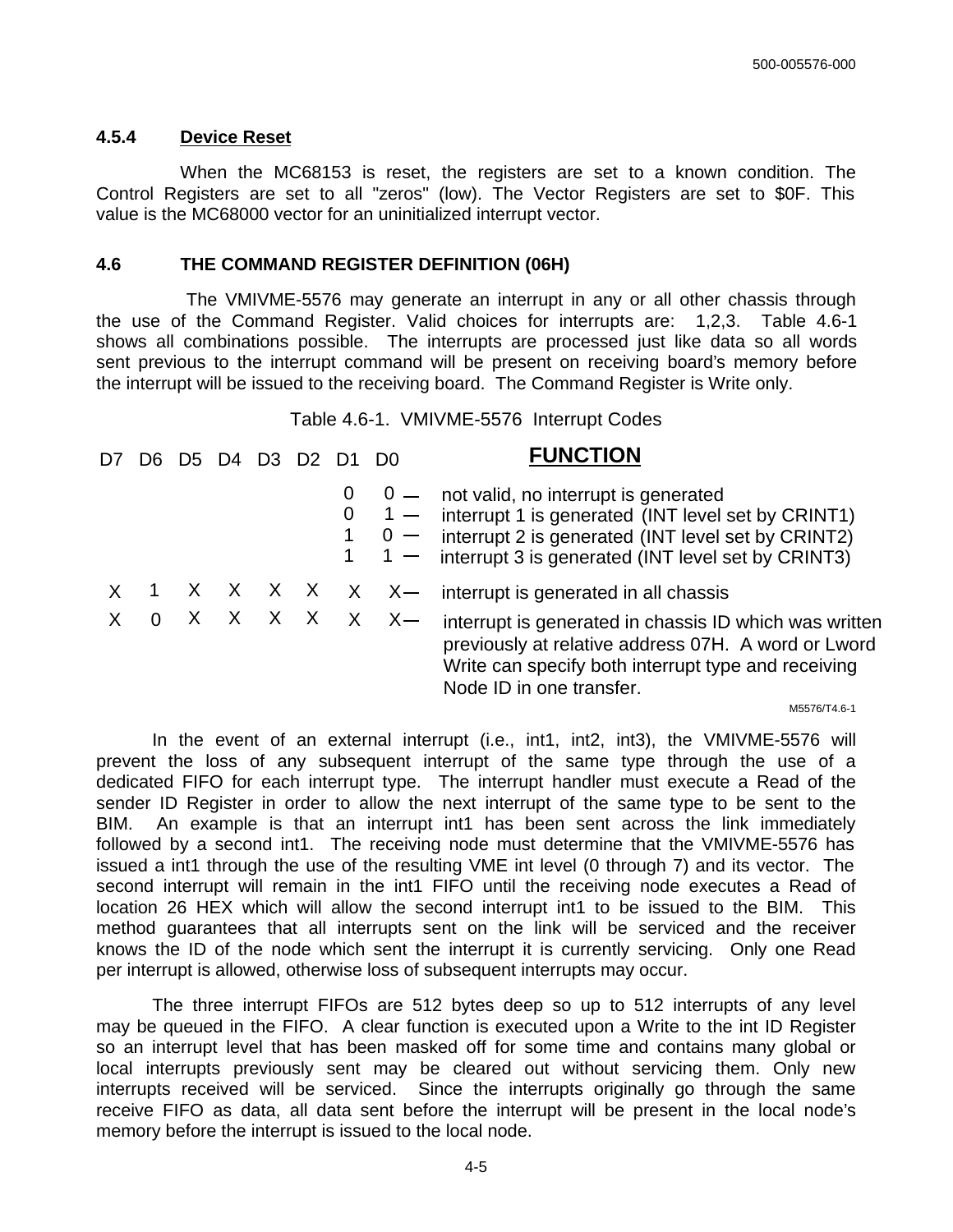### 4.5.4 Device Reset

When the MC68153 is reset, the registers are set to a known condition. The Control Registers are set to all "zeros" (low). The Vector Registers are set to $0F. This value is the MC68000 vector for an uninitialized interrupt vector.

## 4.6 THE COMMAND REGISTER DEFINITION (06H)

The VMIVME-5576 may generate an interrupt in any or all other chassis through the use of the Command Register. Valid choices for interrupts are: 1,2,3. Table 4.6-1 shows all combinations possible. The interrupts are processed just like data so all words sent previous to the interrupt command will be present on receiving board's memory before the interrupt will be issued to the receiving board. The Command Register is Write only.

Table 4.6-1. VMIVME-5576 Interrupt Codes

| D7 | D6 | D5 | D4 | D3 | D2 | D1 | D0 | FUNCTION |
|---|---|---|---|---|---|---|---|---|
| | | | | | | 0 | 0 | not valid, no interrupt is generated |
| | | | | | | 0 | 1 | interrupt 1 is generated (INT level set by CRINT1) |
| | | | | | | 1 | 0 | interrupt 2 is generated (INT level set by CRINT2) |
| | | | | | | 1 | 1 | interrupt 3 is generated (INT level set by CRINT3) |
| X | 1 | X | X | X | X | X | X | interrupt is generated in all chassis |
| X | 0 | X | X | X | X | X | X | interrupt is generated in chassis ID which was written previously at relative address 07H. A word or Lword Write can specify both interrupt type and receiving Node ID in one transfer. |

M5576/T4.6-1

In the event of an external interrupt (i.e., int1, int2, int3), the VMIVME-5576 will prevent the loss of any subsequent interrupt of the same type through the use of a dedicated FIFO for each interrupt type. The interrupt handler must execute a Read of the sender ID Register in order to allow the next interrupt of the same type to be sent to the BIM. An example is that an interrupt int1 has been sent across the link immediately followed by a second int1. The receiving node must determine that the VMIVME-5576 has issued a int1 through the use of the resulting VME int level (0 through 7) and its vector. The second interrupt will remain in the int1 FIFO until the receiving node executes a Read of location 26 HEX which will allow the second interrupt int1 to be issued to the BIM. This method guarantees that all interrupts sent on the link will be serviced and the receiver knows the ID of the node which sent the interrupt it is currently servicing. Only one Read per interrupt is allowed, otherwise loss of subsequent interrupts may occur.

The three interrupt FIFOs are 512 bytes deep so up to 512 interrupts of any level may be queued in the FIFO. A clear function is executed upon a Write to the int ID Register so an interrupt level that has been masked off for some time and contains many global or local interrupts previously sent may be cleared out without servicing them. Only new interrupts received will be serviced. Since the interrupts originally go through the same receive FIFO as data, all data sent before the interrupt will be present in the local node's memory before the interrupt is issued to the local node.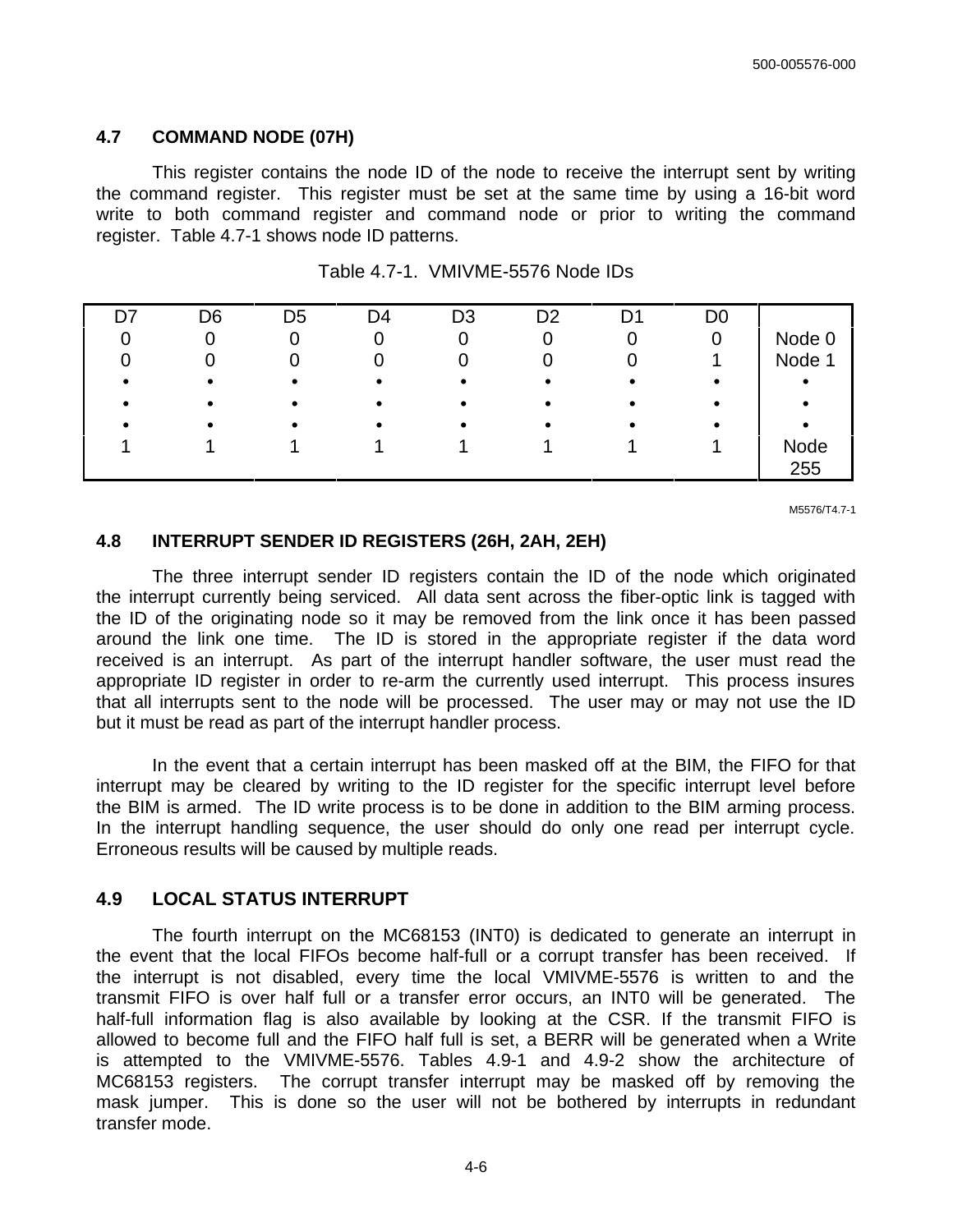## 4.7 COMMAND NODE (07H)

This register contains the node ID of the node to receive the interrupt sent by writing the command register. This register must be set at the same time by using a 16-bit word write to both command register and command node or prior to writing the command register. Table 4.7-1 shows node ID patterns.

Table 4.7-1. VMIVME-5576 Node IDs

| D7 | D6 | D5 | D4 | D3 | D2 | D1 | D0 | |
|---|---|---|---|---|---|---|---|---|
| 0 | 0 | 0 | 0 | 0 | 0 | 0 | 0 | Node 0 |
| 0 | 0 | 0 | 0 | 0 | 0 | 0 | 1 | Node 1 |
| • | • | • | • | • | • | • | • | • |
| • | • | • | • | • | • | • | • | • |
| • | • | • | • | • | • | • | • | • |
| 1 | 1 | 1 | 1 | 1 | 1 | 1 | 1 | Node 255 |

M5576/T4.7-1

## 4.8 INTERRUPT SENDER ID REGISTERS (26H, 2AH, 2EH)

The three interrupt sender ID registers contain the ID of the node which originated the interrupt currently being serviced. All data sent across the fiber-optic link is tagged with the ID of the originating node so it may be removed from the link once it has been passed around the link one time. The ID is stored in the appropriate register if the data word received is an interrupt. As part of the interrupt handler software, the user must read the appropriate ID register in order to re-arm the currently used interrupt. This process insures that all interrupts sent to the node will be processed. The user may or may not use the ID but it must be read as part of the interrupt handler process.

In the event that a certain interrupt has been masked off at the BIM, the FIFO for that interrupt may be cleared by writing to the ID register for the specific interrupt level before the BIM is armed. The ID write process is to be done in addition to the BIM arming process. In the interrupt handling sequence, the user should do only one read per interrupt cycle. Erroneous results will be caused by multiple reads.

## 4.9 LOCAL STATUS INTERRUPT

The fourth interrupt on the MC68153 (INT0) is dedicated to generate an interrupt in the event that the local FIFOs become half-full or a corrupt transfer has been received. If the interrupt is not disabled, every time the local VMIVME-5576 is written to and the transmit FIFO is over half full or a transfer error occurs, an INT0 will be generated. The half-full information flag is also available by looking at the CSR. If the transmit FIFO is allowed to become full and the FIFO half full is set, a BERR will be generated when a Write is attempted to the VMIVME-5576. Tables 4.9-1 and 4.9-2 show the architecture of MC68153 registers. The corrupt transfer interrupt may be masked off by removing the mask jumper. This is done so the user will not be bothered by interrupts in redundant transfer mode.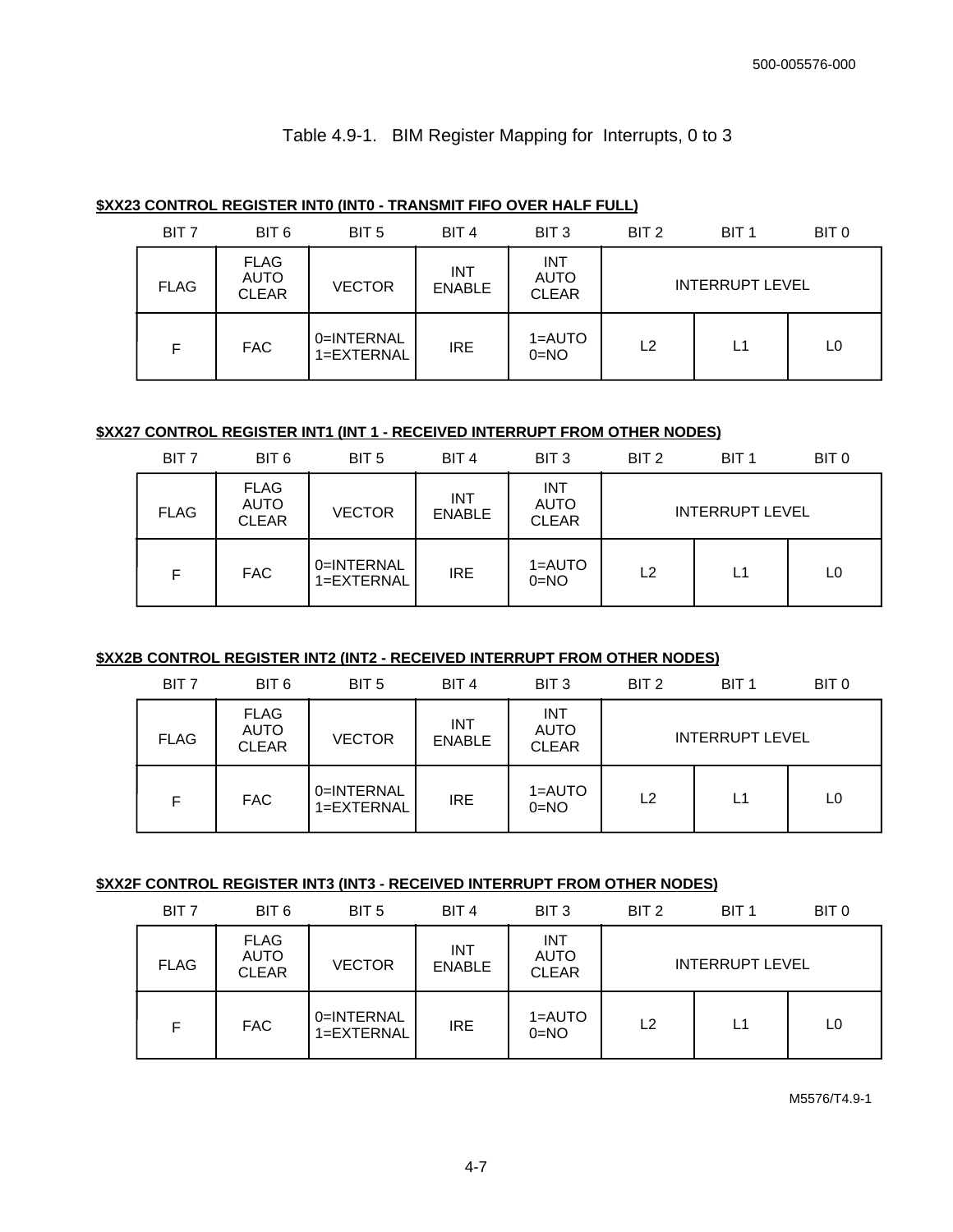Table 4.9-1. BIM Register Mapping for Interrupts, 0 to 3

**$XX23 CONTROL REGISTER INT0 (INT0 - TRANSMIT FIFO OVER HALF FULL)**

| BIT 7 | BIT 6 | BIT 5 | BIT 4 | BIT 3 | BIT 2 | BIT 1 | BIT 0 |
|---|---|---|---|---|---|---|---|
| FLAG | FLAG AUTO CLEAR | VECTOR | INT ENABLE | INT AUTO CLEAR | INTERRUPT LEVEL | | |
| F | FAC | 0=INTERNAL 1=EXTERNAL | IRE | 1=AUTO 0=NO | L2 | L1 | L0 |

**$XX27 CONTROL REGISTER INT1 (INT 1 - RECEIVED INTERRUPT FROM OTHER NODES)**

| BIT 7 | BIT 6 | BIT 5 | BIT 4 | BIT 3 | BIT 2 | BIT 1 | BIT 0 |
|---|---|---|---|---|---|---|---|
| FLAG | FLAG AUTO CLEAR | VECTOR | INT ENABLE | INT AUTO CLEAR | INTERRUPT LEVEL | | |
| F | FAC | 0=INTERNAL 1=EXTERNAL | IRE | 1=AUTO 0=NO | L2 | L1 | L0 |

**$XX2B CONTROL REGISTER INT2 (INT2 - RECEIVED INTERRUPT FROM OTHER NODES)**

| BIT 7 | BIT 6 | BIT 5 | BIT 4 | BIT 3 | BIT 2 | BIT 1 | BIT 0 |
|---|---|---|---|---|---|---|---|
| FLAG | FLAG AUTO CLEAR | VECTOR | INT ENABLE | INT AUTO CLEAR | INTERRUPT LEVEL | | |
| F | FAC | 0=INTERNAL 1=EXTERNAL | IRE | 1=AUTO 0=NO | L2 | L1 | L0 |

**$XX2F CONTROL REGISTER INT3 (INT3 - RECEIVED INTERRUPT FROM OTHER NODES)**

| BIT 7 | BIT 6 | BIT 5 | BIT 4 | BIT 3 | BIT 2 | BIT 1 | BIT 0 |
|---|---|---|---|---|---|---|---|
| FLAG | FLAG AUTO CLEAR | VECTOR | INT ENABLE | INT AUTO CLEAR | INTERRUPT LEVEL | | |
| F | FAC | 0=INTERNAL 1=EXTERNAL | IRE | 1=AUTO 0=NO | L2 | L1 | L0 |

M5576/T4.9-1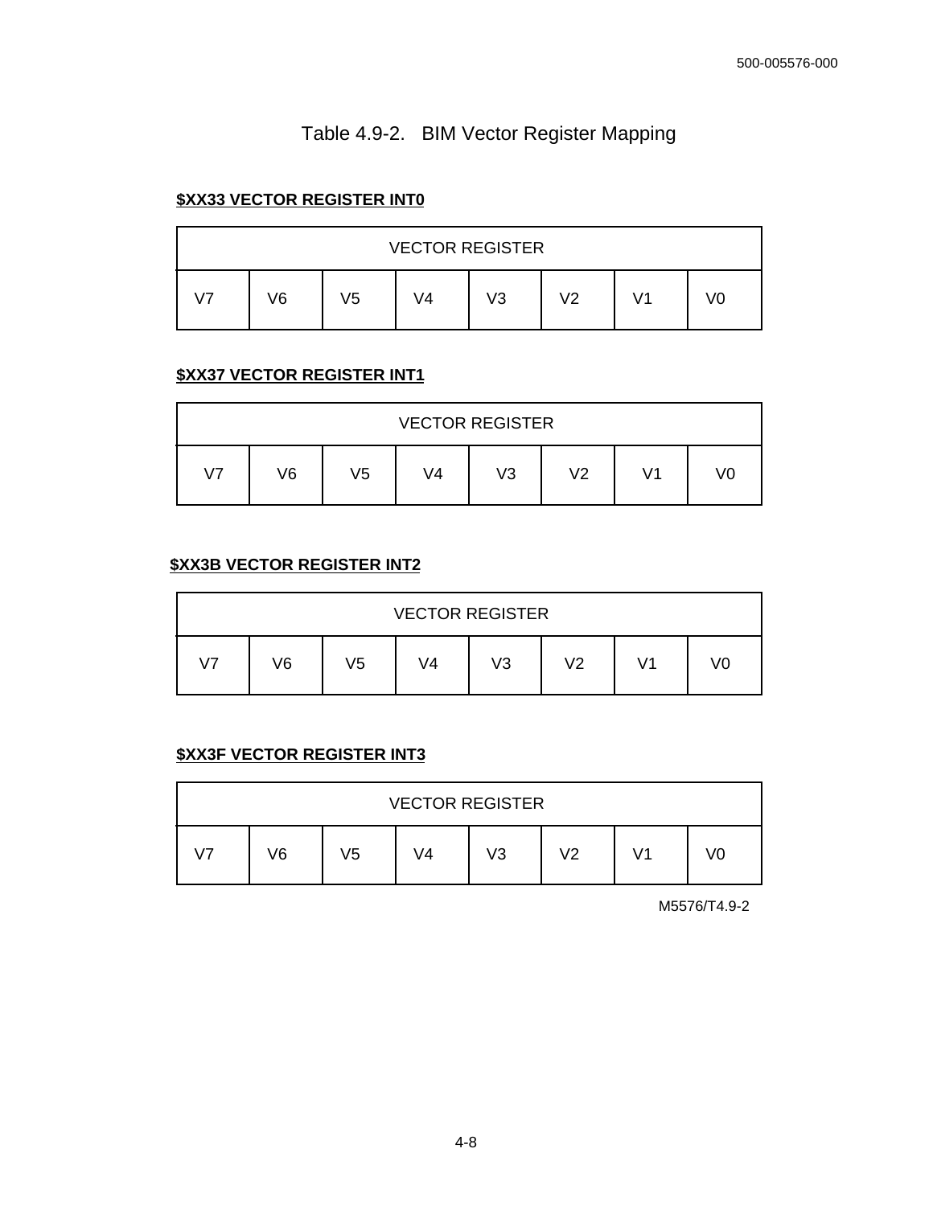# Table 4.9-2. BIM Vector Register Mapping

**$XX33 VECTOR REGISTER INT0**

| VECTOR REGISTER | | | | | | | |
|---|---|---|---|---|---|---|---|
| V7 | V6 | V5 | V4 | V3 | V2 | V1 | V0 |

**$XX37 VECTOR REGISTER INT1**

| VECTOR REGISTER | | | | | | | |
|---|---|---|---|---|---|---|---|
| V7 | V6 | V5 | V4 | V3 | V2 | V1 | V0 |

**$XX3B VECTOR REGISTER INT2**

| VECTOR REGISTER | | | | | | | |
|---|---|---|---|---|---|---|---|
| V7 | V6 | V5 | V4 | V3 | V2 | V1 | V0 |

**$XX3F VECTOR REGISTER INT3**

| VECTOR REGISTER | | | | | | | |
|---|---|---|---|---|---|---|---|
| V7 | V6 | V5 | V4 | V3 | V2 | V1 | V0 |

M5576/T4.9-2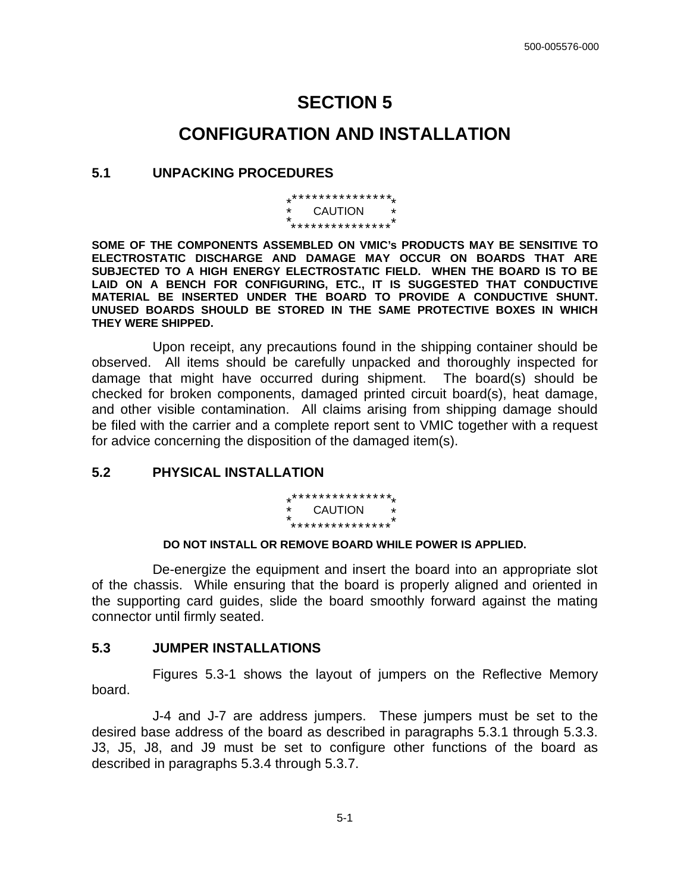# SECTION 5

# CONFIGURATION AND INSTALLATION

## 5.1 UNPACKING PROCEDURES

```
*****************
*    CAUTION    *
*****************
```

**SOME OF THE COMPONENTS ASSEMBLED ON VMIC's PRODUCTS MAY BE SENSITIVE TO ELECTROSTATIC DISCHARGE AND DAMAGE MAY OCCUR ON BOARDS THAT ARE SUBJECTED TO A HIGH ENERGY ELECTROSTATIC FIELD. WHEN THE BOARD IS TO BE LAID ON A BENCH FOR CONFIGURING, ETC., IT IS SUGGESTED THAT CONDUCTIVE MATERIAL BE INSERTED UNDER THE BOARD TO PROVIDE A CONDUCTIVE SHUNT. UNUSED BOARDS SHOULD BE STORED IN THE SAME PROTECTIVE BOXES IN WHICH THEY WERE SHIPPED.**

Upon receipt, any precautions found in the shipping container should be observed. All items should be carefully unpacked and thoroughly inspected for damage that might have occurred during shipment. The board(s) should be checked for broken components, damaged printed circuit board(s), heat damage, and other visible contamination. All claims arising from shipping damage should be filed with the carrier and a complete report sent to VMIC together with a request for advice concerning the disposition of the damaged item(s).

## 5.2 PHYSICAL INSTALLATION

```
*****************
*    CAUTION    *
*****************
```

**DO NOT INSTALL OR REMOVE BOARD WHILE POWER IS APPLIED.**

De-energize the equipment and insert the board into an appropriate slot of the chassis. While ensuring that the board is properly aligned and oriented in the supporting card guides, slide the board smoothly forward against the mating connector until firmly seated.

## 5.3 JUMPER INSTALLATIONS

Figures 5.3-1 shows the layout of jumpers on the Reflective Memory board.

J-4 and J-7 are address jumpers. These jumpers must be set to the desired base address of the board as described in paragraphs 5.3.1 through 5.3.3. J3, J5, J8, and J9 must be set to configure other functions of the board as described in paragraphs 5.3.4 through 5.3.7.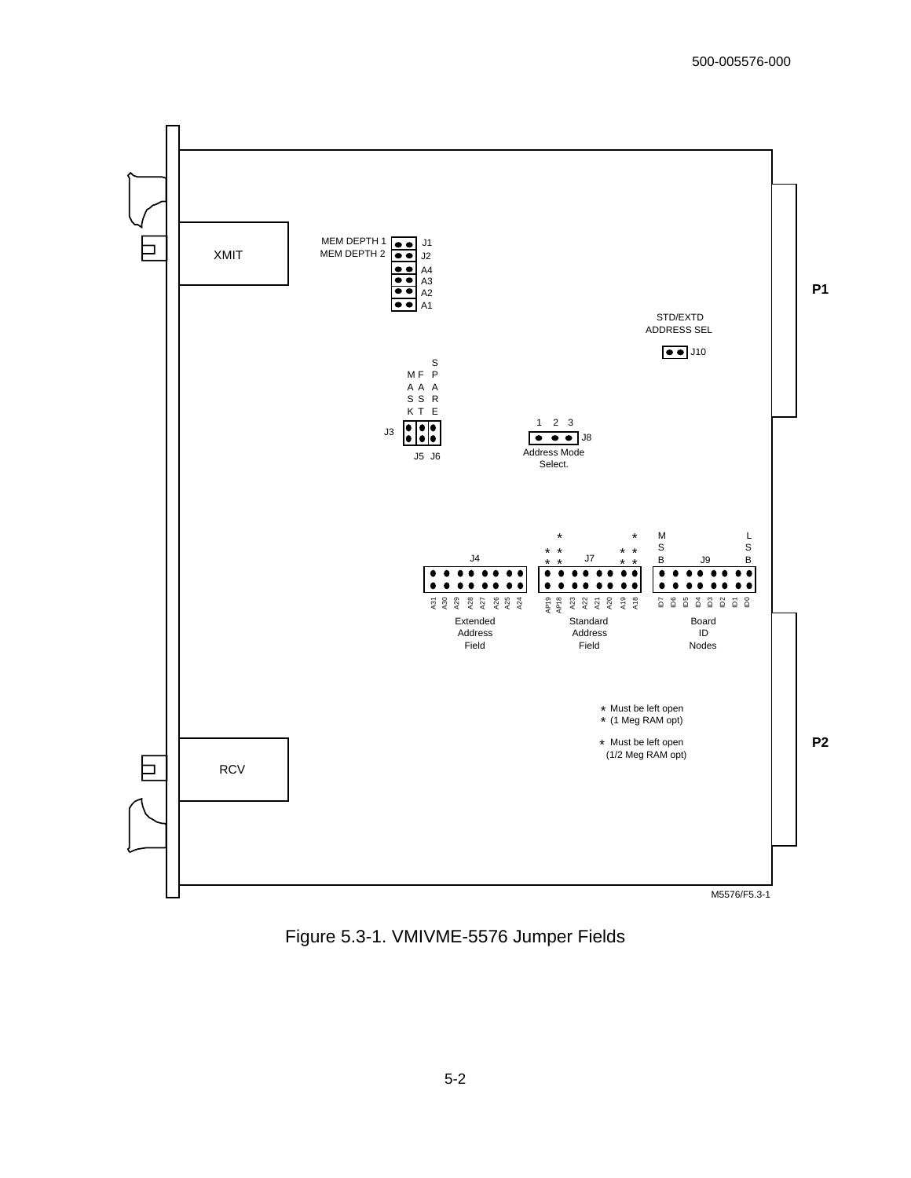XMIT

MEM DEPTH 1 J1
MEM DEPTH 2 J2
A4
A3
A2
A1

P1

STD/EXTD
ADDRESS SEL

J10

MASK FAST SPARE

J3

J5 J6

1 2 3

J8

Address Mode
Select.

J4

J7

MSB J9 LSB

A31 A30 A29 A28 A27 A26 A25 A24

AP19 AP18 A23 A22 A21 A20 A19 A18

ID7 ID6 ID5 ID4 ID3 ID2 ID1 ID0

Extended
Address
Field

Standard
Address
Field

Board
ID
Nodes

* Must be left open
* (1 Meg RAM opt)

* Must be left open
(1/2 Meg RAM opt)

P2

RCV

M5576/F5.3-1

Figure 5.3-1. VMIVME-5576 Jumper Fields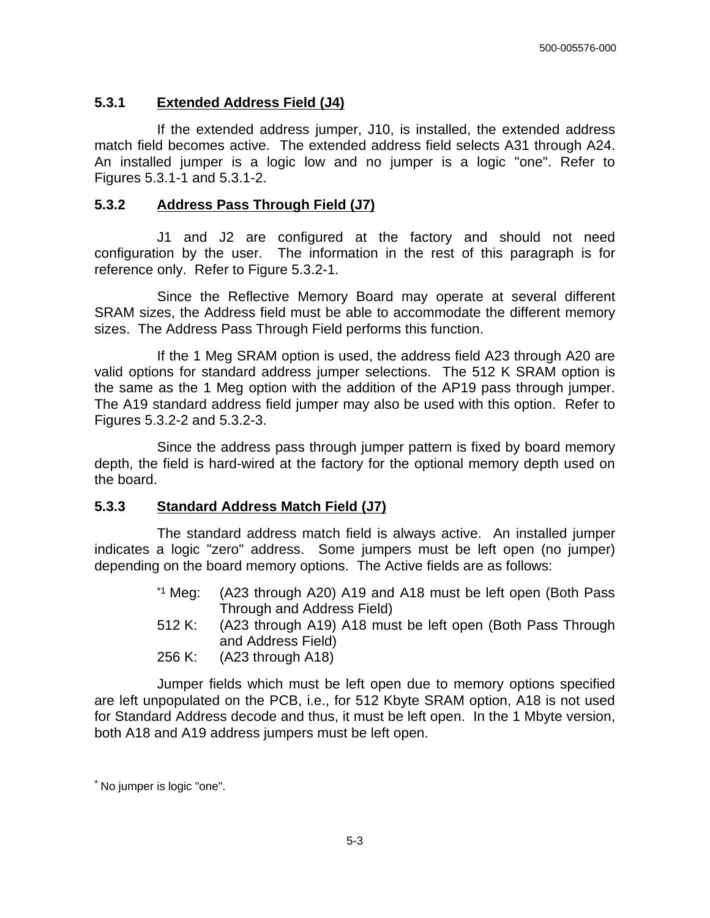### 5.3.1 Extended Address Field (J4)

If the extended address jumper, J10, is installed, the extended address match field becomes active. The extended address field selects A31 through A24. An installed jumper is a logic low and no jumper is a logic "one". Refer to Figures 5.3.1-1 and 5.3.1-2.

### 5.3.2 Address Pass Through Field (J7)

J1 and J2 are configured at the factory and should not need configuration by the user. The information in the rest of this paragraph is for reference only. Refer to Figure 5.3.2-1.

Since the Reflective Memory Board may operate at several different SRAM sizes, the Address field must be able to accommodate the different memory sizes. The Address Pass Through Field performs this function.

If the 1 Meg SRAM option is used, the address field A23 through A20 are valid options for standard address jumper selections. The 512 K SRAM option is the same as the 1 Meg option with the addition of the AP19 pass through jumper. The A19 standard address field jumper may also be used with this option. Refer to Figures 5.3.2-2 and 5.3.2-3.

Since the address pass through jumper pattern is fixed by board memory depth, the field is hard-wired at the factory for the optional memory depth used on the board.

### 5.3.3 Standard Address Match Field (J7)

The standard address match field is always active. An installed jumper indicates a logic "zero" address. Some jumpers must be left open (no jumper) depending on the board memory options. The Active fields are as follows:

- [*]1 Meg: (A23 through A20) A19 and A18 must be left open (Both Pass Through and Address Field)
- 512 K: (A23 through A19) A18 must be left open (Both Pass Through and Address Field)
- 256 K: (A23 through A18)

Jumper fields which must be left open due to memory options specified are left unpopulated on the PCB, i.e., for 512 Kbyte SRAM option, A18 is not used for Standard Address decode and thus, it must be left open. In the 1 Mbyte version, both A18 and A19 address jumpers must be left open.

[*] No jumper is logic "one".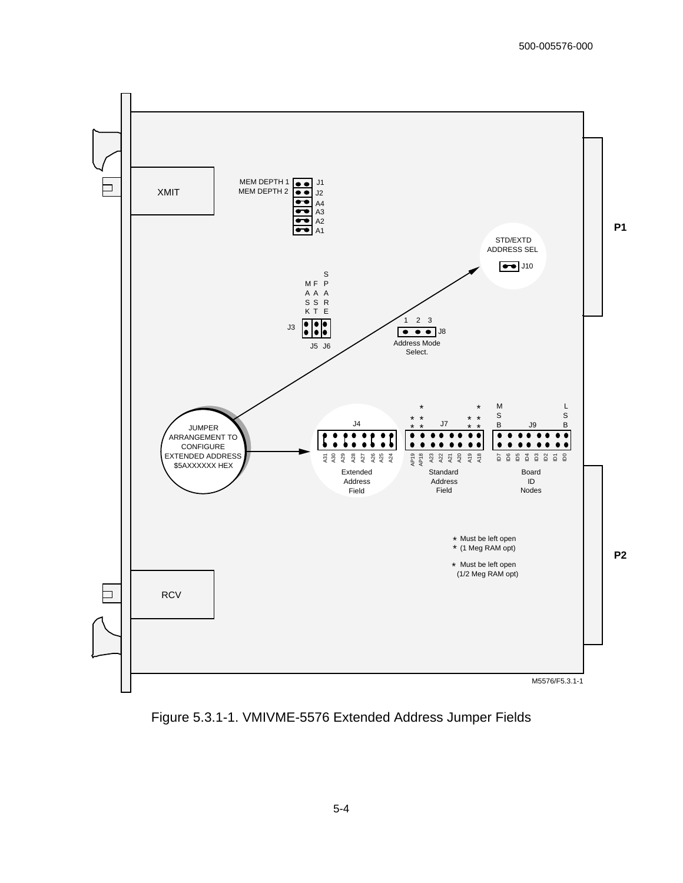XMIT

MEM DEPTH 1 J1
MEM DEPTH 2 J2
A4
A3
A2
A1

P1

STD/EXTD
ADDRESS SEL

J10

M F S
A A P
S S A
K T R
E

J3

J5 J6

1 2 3

J8

Address Mode Select.

JUMPER ARRANGEMENT TO CONFIGURE EXTENDED ADDRESS $5AXXXXXX HEX

J4

A31 A30 A29 A28 A27 A26 A25 A24

Extended Address Field

J7

AP19 AP18 A23 A22 A21 A20 A19 A18

Standard Address Field

MSB J9 LSB

ID7 ID6 ID5 ID4 ID3 ID2 ID1 ID0

Board ID Nodes

* Must be left open
* (1 Meg RAM opt)

* Must be left open
(1/2 Meg RAM opt)

P2

RCV

M5576/F5.3.1-1

Figure 5.3.1-1. VMIVME-5576 Extended Address Jumper Fields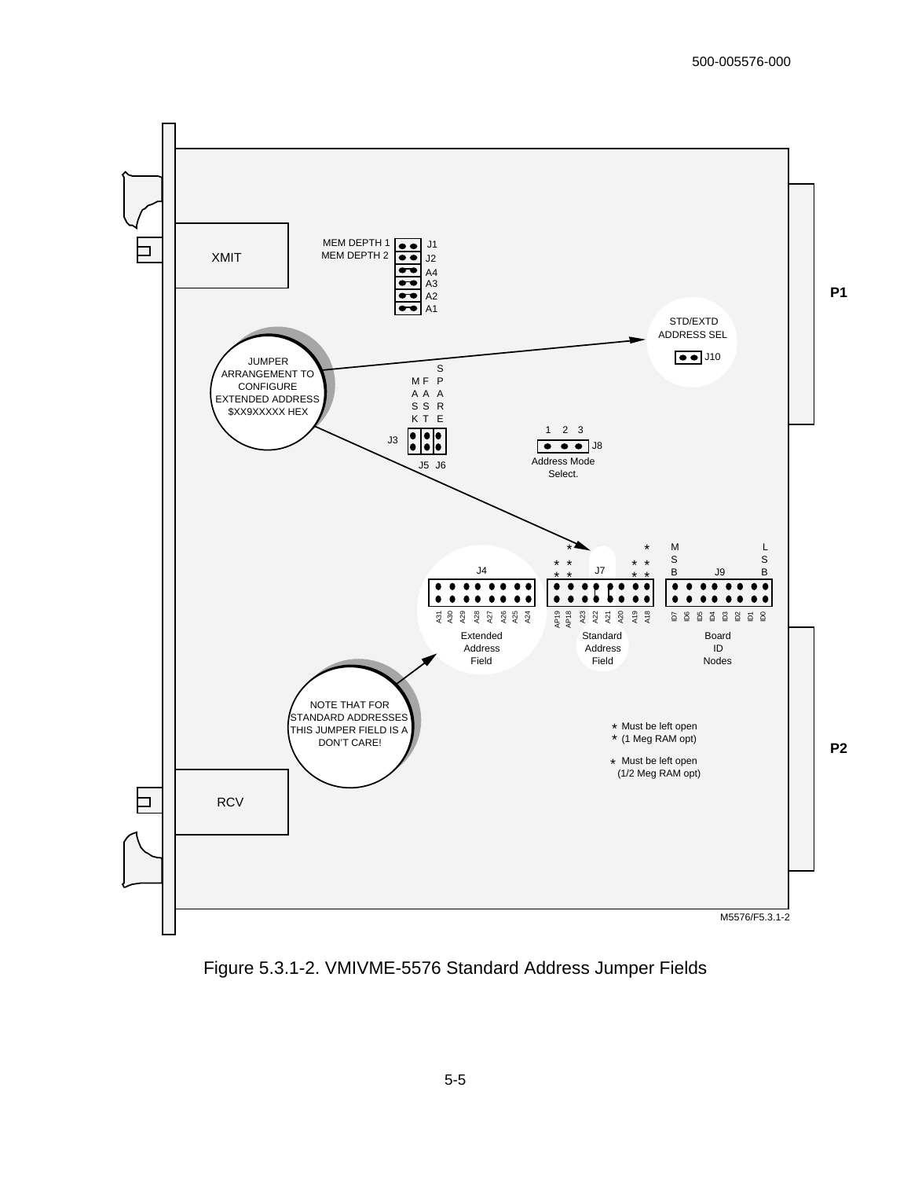MEM DEPTH 1 J1
MEM DEPTH 2 J2
A4
A3
A2
A1

XMIT

P1

STD/EXTD ADDRESS SEL

J10

JUMPER ARRANGEMENT TO CONFIGURE EXTENDED ADDRESS $XX9XXXXX HEX

MASK FAST SPARE

J3

J5 J6

1 2 3

J8

Address Mode Select.

J4

J7

MSB J9 LSB

A31 A30 A29 A28 A27 A26 A25 A24

AP19 AP18 A23 A22 A21 A20 A19 A18

ID7 ID6 ID5 ID4 ID3 ID2 ID1 ID0

Extended Address Field

Standard Address Field

Board ID Nodes

NOTE THAT FOR STANDARD ADDRESSES THIS JUMPER FIELD IS A DON'T CARE!

* Must be left open
* (1 Meg RAM opt)

* Must be left open
(1/2 Meg RAM opt)

P2

RCV

M5576/F5.3.1-2

Figure 5.3.1-2. VMIVME-5576 Standard Address Jumper Fields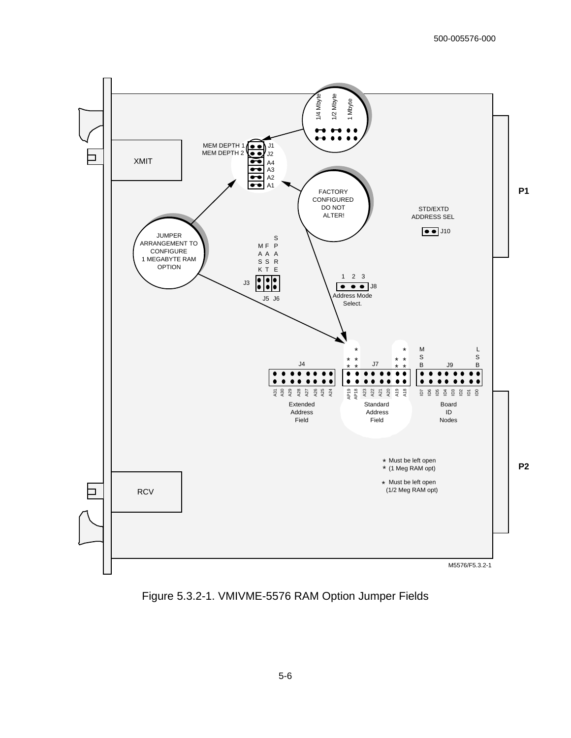XMIT

MEM DEPTH 1 J1
MEM DEPTH 2 J2
A4
A3
A2
A1

1/4 Mbyte 1/2 Mbyte 1 Mbyte

FACTORY CONFIGURED DO NOT ALTER!

JUMPER ARRANGEMENT TO CONFIGURE 1 MEGABYTE RAM OPTION

MASK FAST SPARE

J3 J5 J6

1 2 3
J8
Address Mode Select.

STD/EXTD ADDRESS SEL
J10

P1

J4 J7 J9

MSB LSB

A31 A30 A29 A28 A27 A26 A25 A24 AP19 AP18 A23 A22 A21 A20 A19 A18 ID7 ID6 ID5 ID4 ID3 ID2 ID1 ID0

Extended Address Field

Standard Address Field

Board ID Nodes

* Must be left open
* (1 Meg RAM opt)

* Must be left open
(1/2 Meg RAM opt)

P2

RCV

M5576/F5.3.2-1

Figure 5.3.2-1. VMIVME-5576 RAM Option Jumper Fields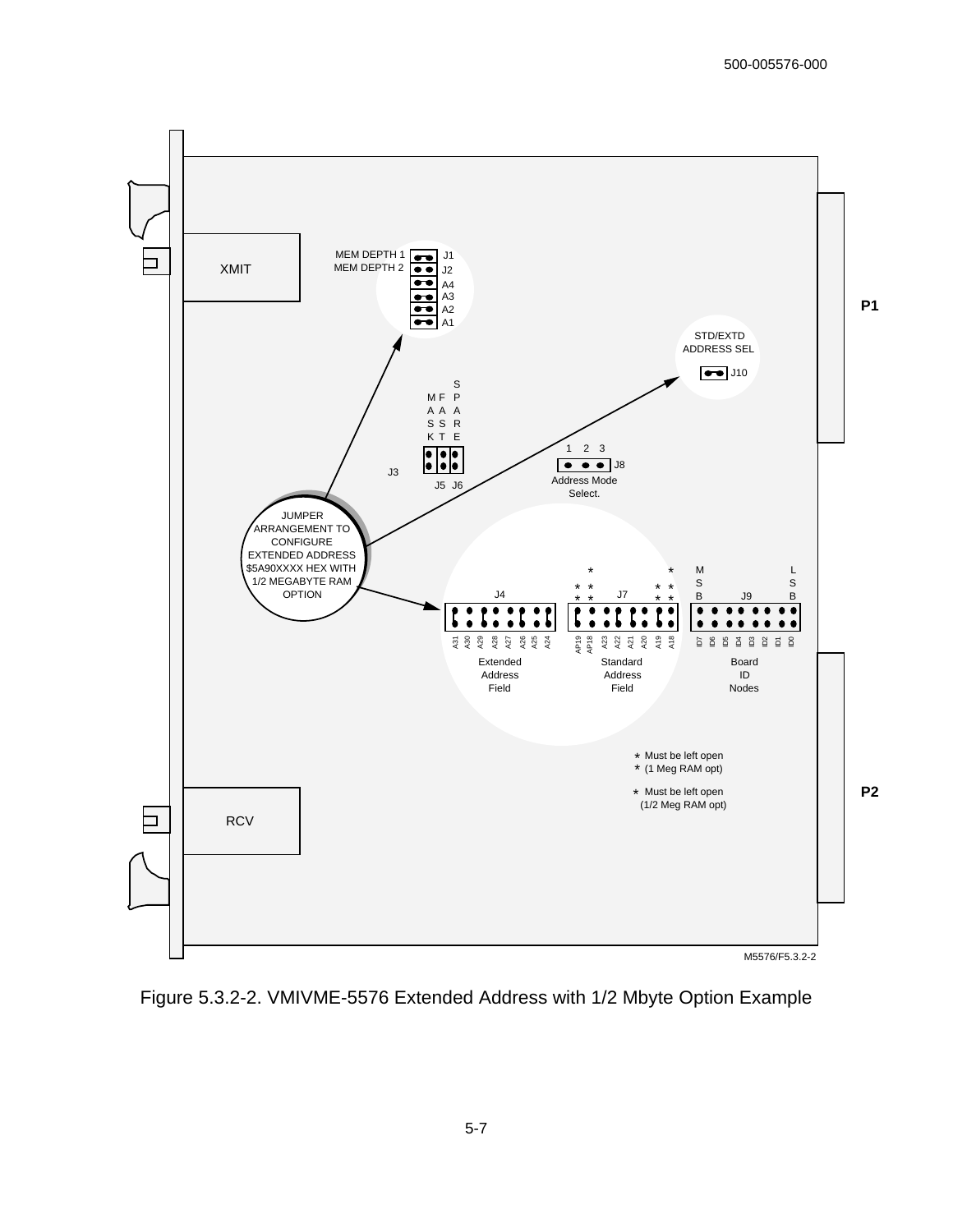XMIT

MEM DEPTH 1 J1
MEM DEPTH 2 J2
A4
A3
A2
A1

P1

STD/EXTD ADDRESS SEL

J10

MASK FAST SPARE

J3

J5 J6

1 2 3

J8

Address Mode Select.

JUMPER ARRANGEMENT TO CONFIGURE EXTENDED ADDRESS $5A90XXXX HEX WITH 1/2 MEGABYTE RAM OPTION

J4

J7

MSB J9 LSB

A31 A30 A29 A28 A27 A26 A25 A24

AP19 AP18 A23 A22 A21 A20 A19 A18

ID7 ID6 ID5 ID4 ID3 ID2 ID1 ID0

Extended Address Field

Standard Address Field

Board ID Nodes

* Must be left open
* (1 Meg RAM opt)

* Must be left open
(1/2 Meg RAM opt)

P2

RCV

M5576/F5.3.2-2

Figure 5.3.2-2. VMIVME-5576 Extended Address with 1/2 Mbyte Option Example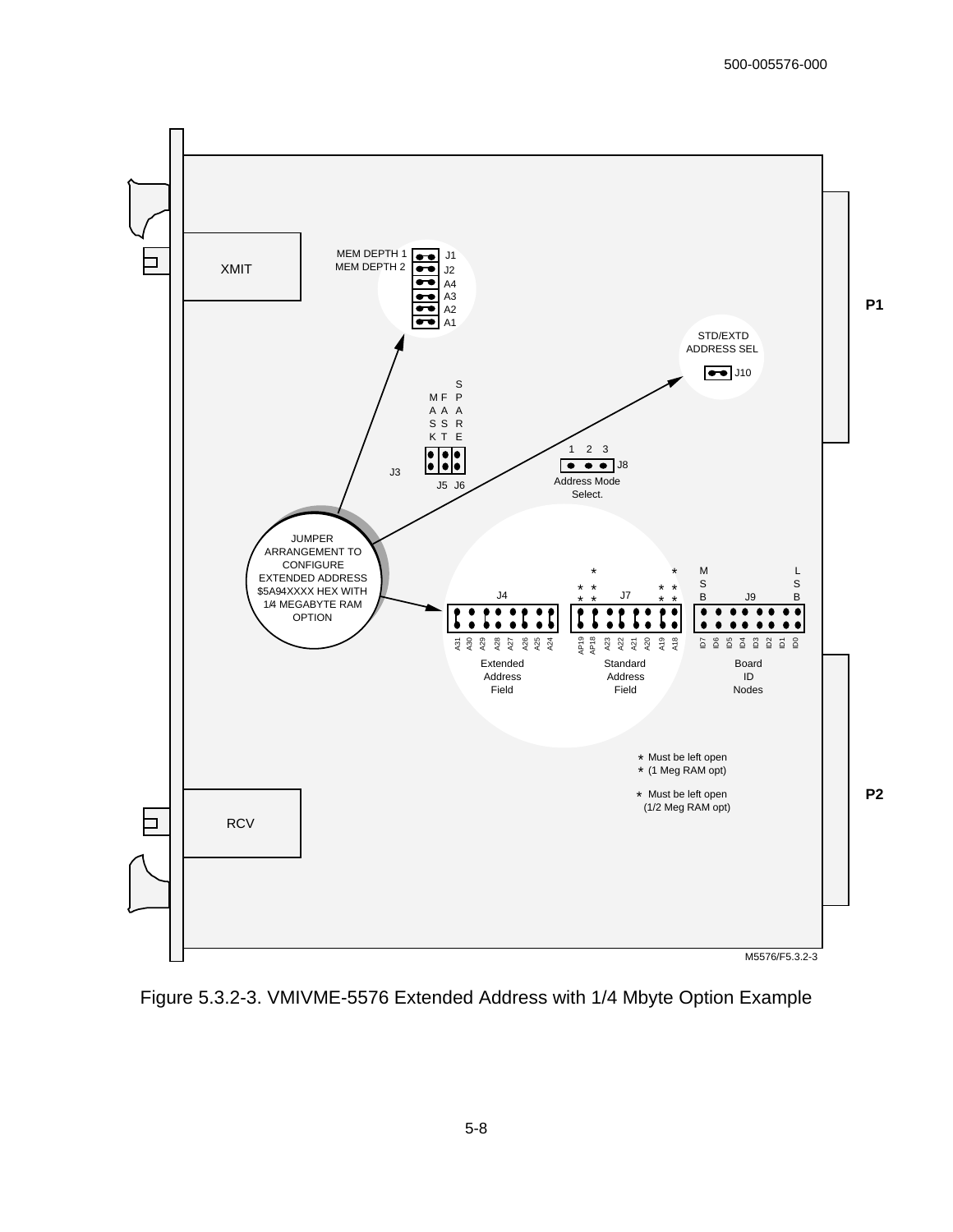XMIT

MEM DEPTH 1 J1
MEM DEPTH 2 J2
A4
A3
A2
A1

P1

STD/EXTD
ADDRESS SEL
J10

MASK FAST SPARE

J3 J5 J6

1 2 3
J8
Address Mode
Select.

JUMPER ARRANGEMENT TO CONFIGURE EXTENDED ADDRESS $5A94XXXX HEX WITH 1/4 MEGABYTE RAM OPTION

J4 J7 MSB J9 LSB

A31 A30 A29 A28 A27 A26 A25 A24 AP19 AP18 A23 A22 A21 A20 A19 A18 ID7 ID6 ID5 ID4 ID3 ID2 ID1 ID0

Extended Address Field

Standard Address Field

Board ID Nodes

* Must be left open
* (1 Meg RAM opt)

* Must be left open
(1/2 Meg RAM opt)

P2

RCV

M5576/F5.3.2-3

Figure 5.3.2-3. VMIVME-5576 Extended Address with 1/4 Mbyte Option Example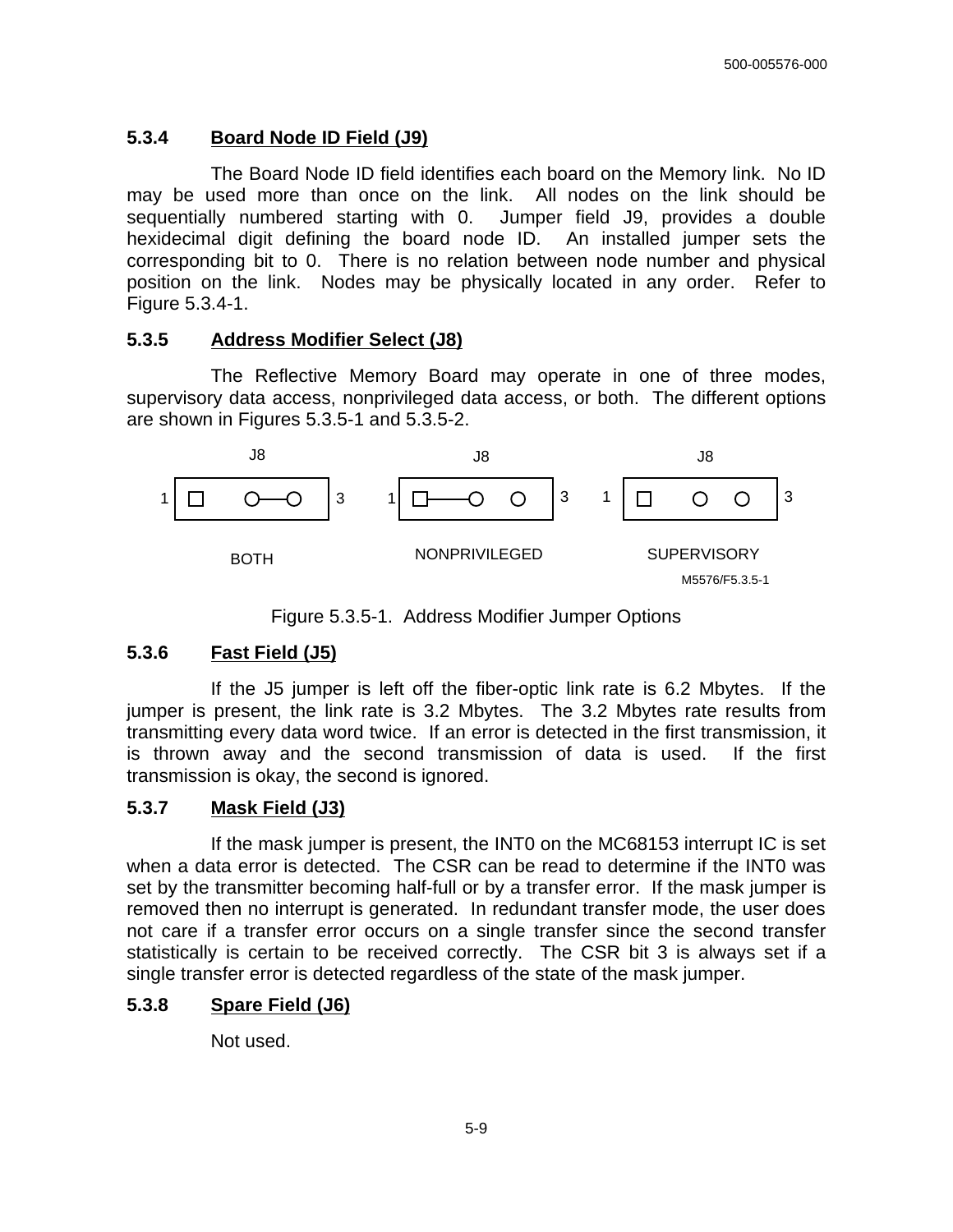### 5.3.4 Board Node ID Field (J9)

The Board Node ID field identifies each board on the Memory link. No ID may be used more than once on the link. All nodes on the link should be sequentially numbered starting with 0. Jumper field J9, provides a double hexidecimal digit defining the board node ID. An installed jumper sets the corresponding bit to 0. There is no relation between node number and physical position on the link. Nodes may be physically located in any order. Refer to Figure 5.3.4-1.

### 5.3.5 Address Modifier Select (J8)

The Reflective Memory Board may operate in one of three modes, supervisory data access, nonprivileged data access, or both. The different options are shown in Figures 5.3.5-1 and 5.3.5-2.

J8 J8 J8

1 3 1 3 1 3

BOTH NONPRIVILEGED SUPERVISORY

M5576/F5.3.5-1

Figure 5.3.5-1. Address Modifier Jumper Options

### 5.3.6 Fast Field (J5)

If the J5 jumper is left off the fiber-optic link rate is 6.2 Mbytes. If the jumper is present, the link rate is 3.2 Mbytes. The 3.2 Mbytes rate results from transmitting every data word twice. If an error is detected in the first transmission, it is thrown away and the second transmission of data is used. If the first transmission is okay, the second is ignored.

### 5.3.7 Mask Field (J3)

If the mask jumper is present, the INT0 on the MC68153 interrupt IC is set when a data error is detected. The CSR can be read to determine if the INT0 was set by the transmitter becoming half-full or by a transfer error. If the mask jumper is removed then no interrupt is generated. In redundant transfer mode, the user does not care if a transfer error occurs on a single transfer since the second transfer statistically is certain to be received correctly. The CSR bit 3 is always set if a single transfer error is detected regardless of the state of the mask jumper.

### 5.3.8 Spare Field (J6)

Not used.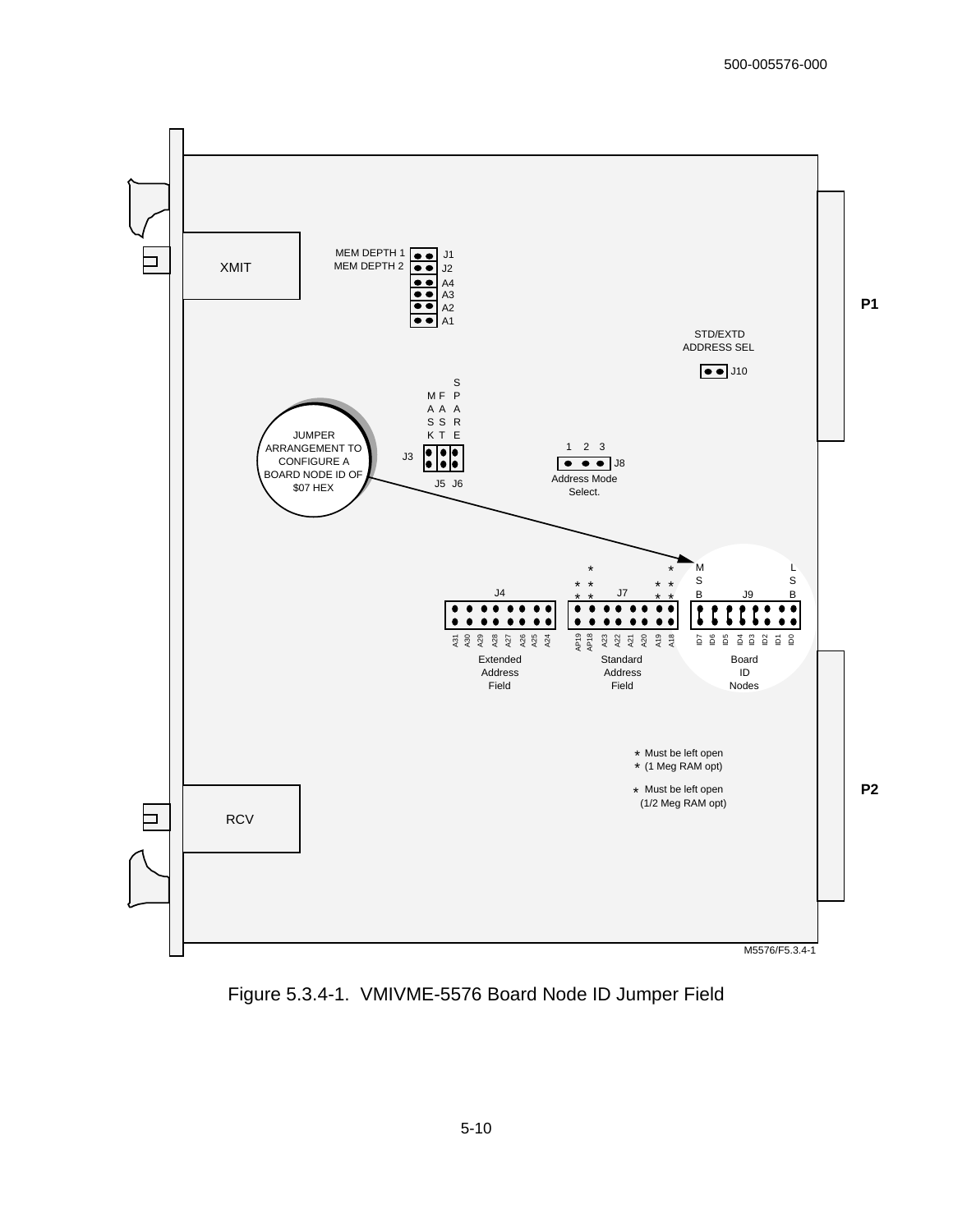XMIT

MEM DEPTH 1 J1
MEM DEPTH 2 J2
A4
A3
A2
A1

P1

STD/EXTD ADDRESS SEL

J10

MASK FAST SPARE

J3

J5 J6

1 2 3

J8

Address Mode Select.

JUMPER ARRANGEMENT TO CONFIGURE A BOARD NODE ID OF $07 HEX

J4

A31 A30 A29 A28 A27 A26 A25 A24

Extended Address Field

J7

AP19 AP18 A23 A22 A21 A20 A19 A18

Standard Address Field

MSB J9 LSB

ID7 ID6 ID5 ID4 ID3 ID2 ID1 ID0

Board ID Nodes

* Must be left open
* (1 Meg RAM opt)

* Must be left open
(1/2 Meg RAM opt)

P2

RCV

M5576/F5.3.4-1

Figure 5.3.4-1. VMIVME-5576 Board Node ID Jumper Field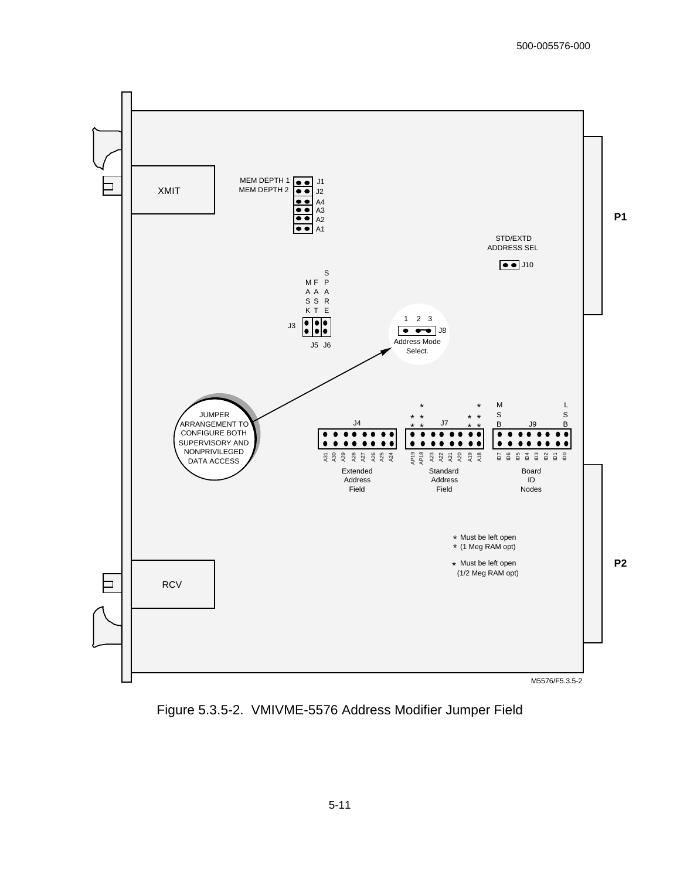Figure 5.3.5-2. VMIVME-5576 Address Modifier Jumper Field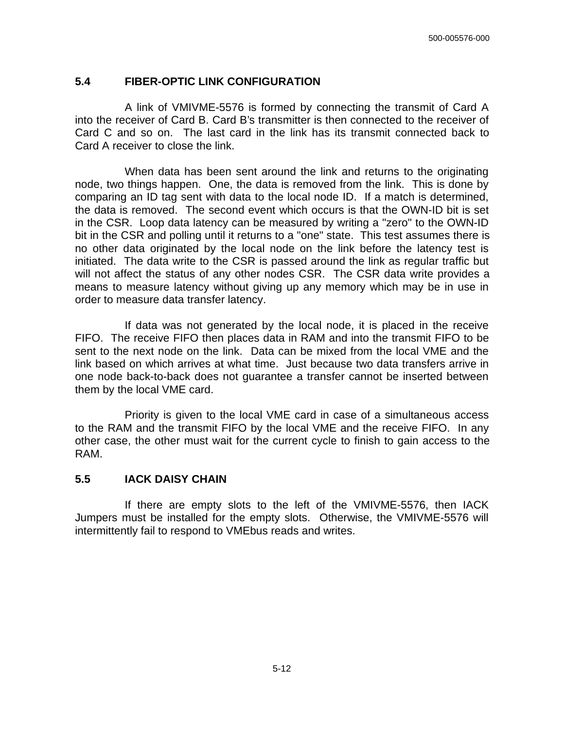## 5.4 FIBER-OPTIC LINK CONFIGURATION

A link of VMIVME-5576 is formed by connecting the transmit of Card A into the receiver of Card B. Card B's transmitter is then connected to the receiver of Card C and so on. The last card in the link has its transmit connected back to Card A receiver to close the link.

When data has been sent around the link and returns to the originating node, two things happen. One, the data is removed from the link. This is done by comparing an ID tag sent with data to the local node ID. If a match is determined, the data is removed. The second event which occurs is that the OWN-ID bit is set in the CSR. Loop data latency can be measured by writing a "zero" to the OWN-ID bit in the CSR and polling until it returns to a "one" state. This test assumes there is no other data originated by the local node on the link before the latency test is initiated. The data write to the CSR is passed around the link as regular traffic but will not affect the status of any other nodes CSR. The CSR data write provides a means to measure latency without giving up any memory which may be in use in order to measure data transfer latency.

If data was not generated by the local node, it is placed in the receive FIFO. The receive FIFO then places data in RAM and into the transmit FIFO to be sent to the next node on the link. Data can be mixed from the local VME and the link based on which arrives at what time. Just because two data transfers arrive in one node back-to-back does not guarantee a transfer cannot be inserted between them by the local VME card.

Priority is given to the local VME card in case of a simultaneous access to the RAM and the transmit FIFO by the local VME and the receive FIFO. In any other case, the other must wait for the current cycle to finish to gain access to the RAM.

## 5.5 IACK DAISY CHAIN

If there are empty slots to the left of the VMIVME-5576, then IACK Jumpers must be installed for the empty slots. Otherwise, the VMIVME-5576 will intermittently fail to respond to VMEbus reads and writes.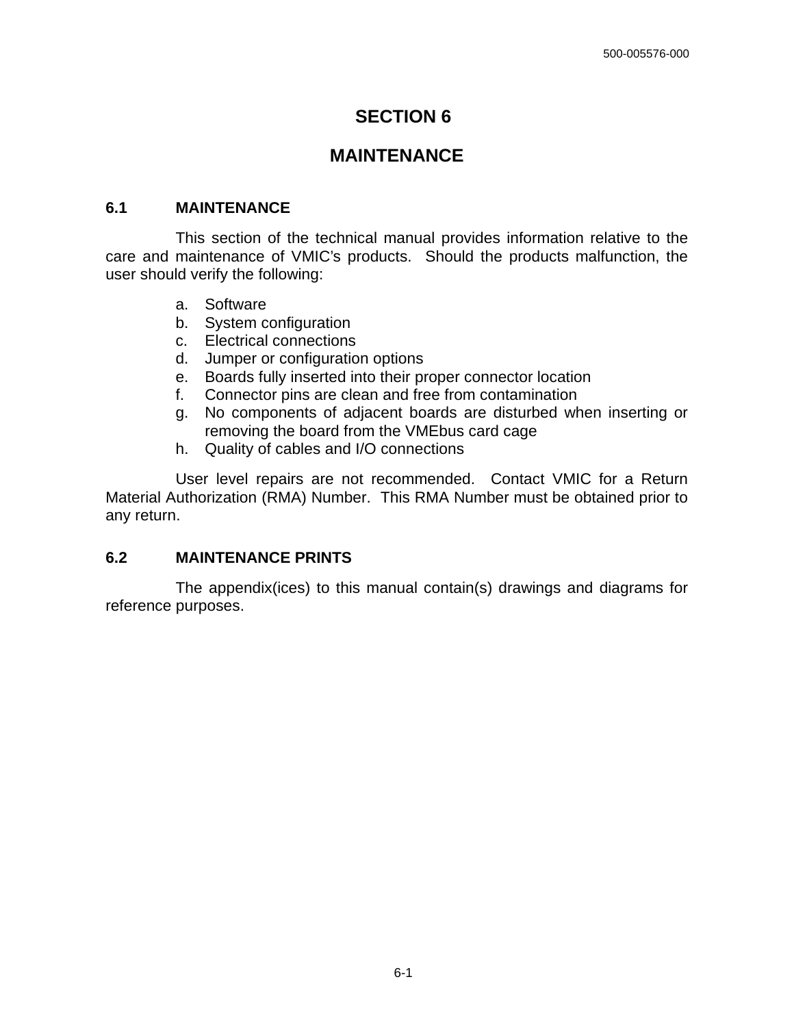# SECTION 6

# MAINTENANCE

## 6.1 MAINTENANCE

This section of the technical manual provides information relative to the care and maintenance of VMIC's products. Should the products malfunction, the user should verify the following:

a. Software
b. System configuration
c. Electrical connections
d. Jumper or configuration options
e. Boards fully inserted into their proper connector location
f. Connector pins are clean and free from contamination
g. No components of adjacent boards are disturbed when inserting or removing the board from the VMEbus card cage
h. Quality of cables and I/O connections

User level repairs are not recommended. Contact VMIC for a Return Material Authorization (RMA) Number. This RMA Number must be obtained prior to any return.

## 6.2 MAINTENANCE PRINTS

The appendix(ices) to this manual contain(s) drawings and diagrams for reference purposes.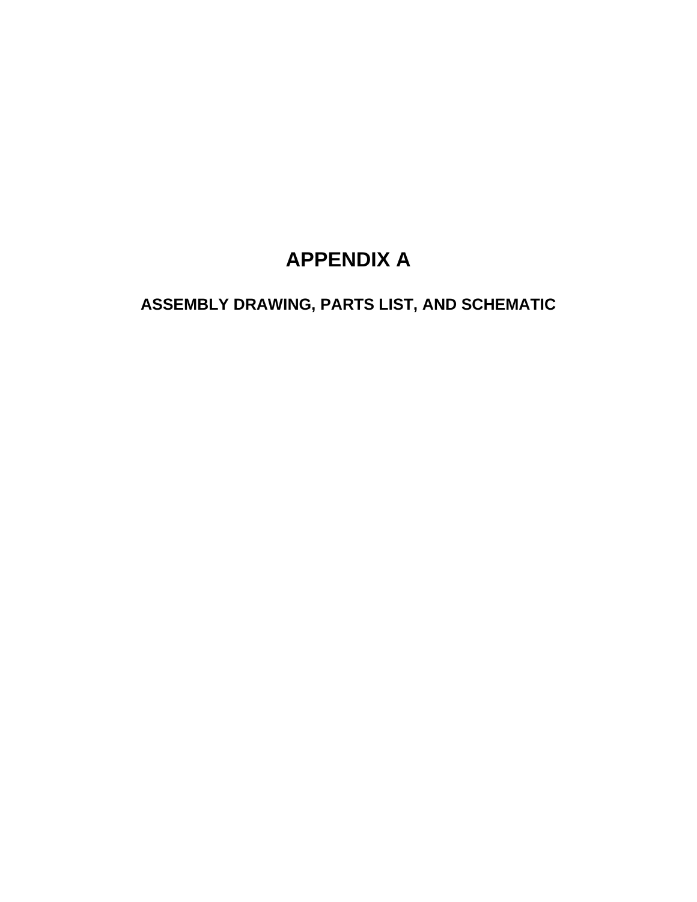# APPENDIX A

## ASSEMBLY DRAWING, PARTS LIST, AND SCHEMATIC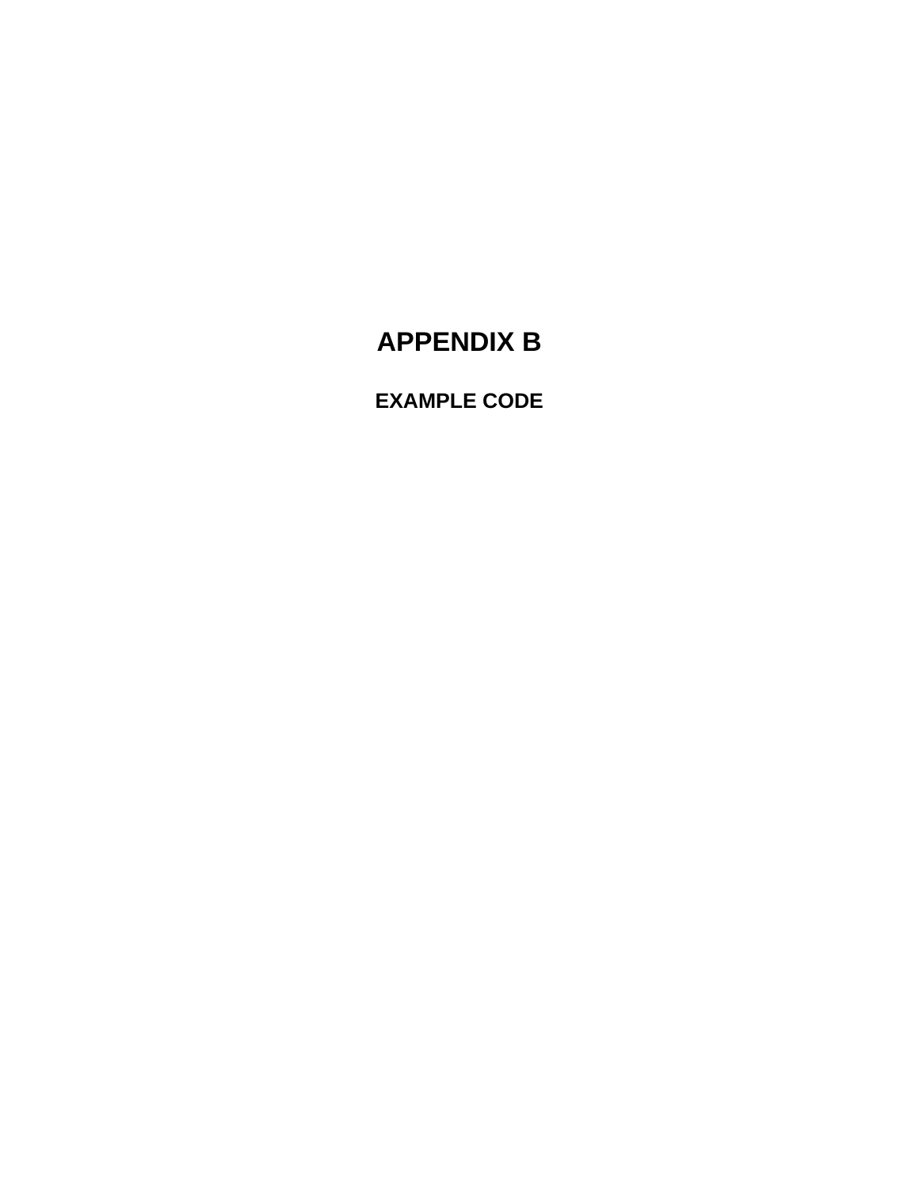# APPENDIX B

## EXAMPLE CODE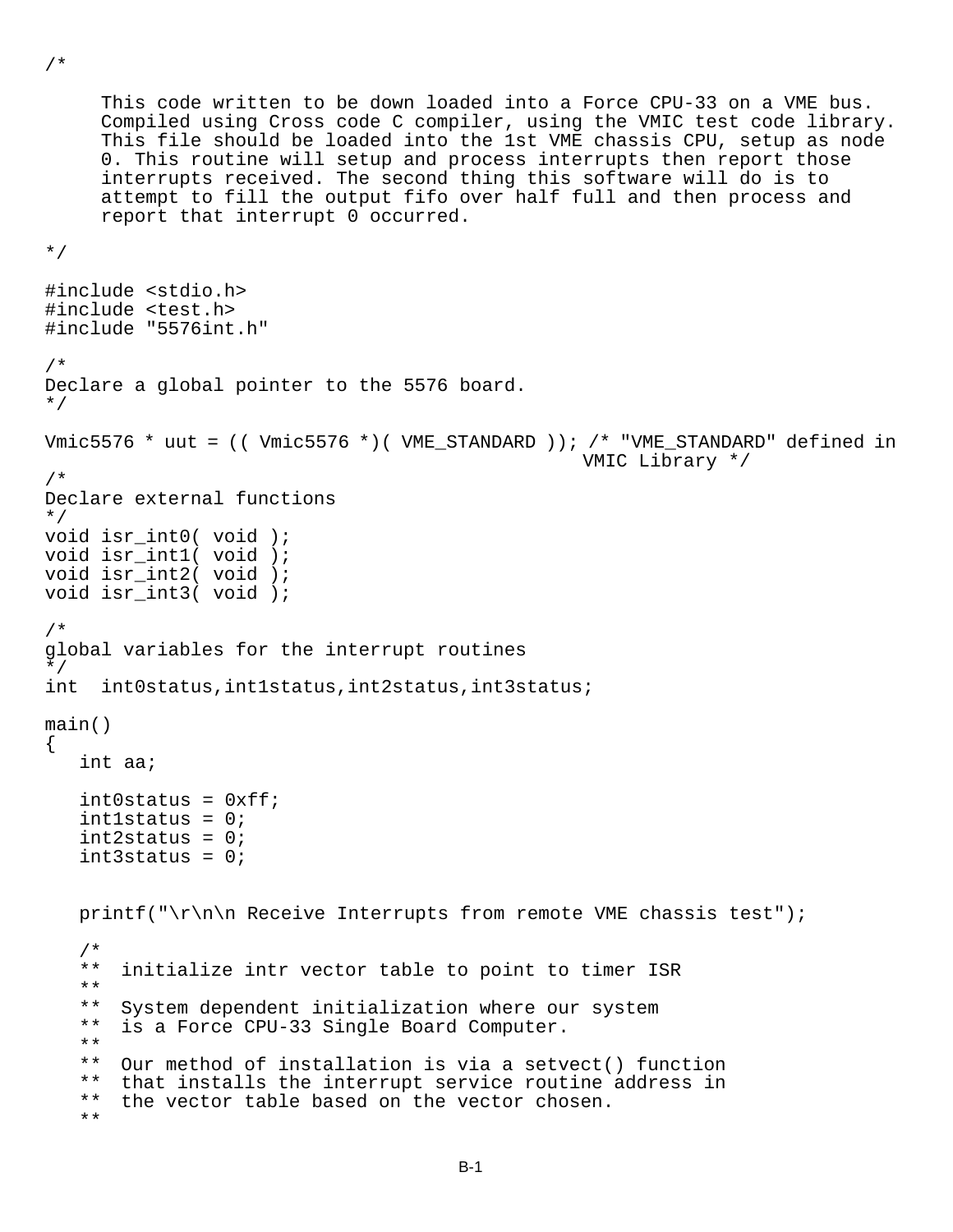```
/*

     This code written to be down loaded into a Force CPU-33 on a VME bus.
     Compiled using Cross code C compiler, using the VMIC test code library.
     This file should be loaded into the 1st VME chassis CPU, setup as node
     0. This routine will setup and process interrupts then report those
     interrupts received. The second thing this software will do is to
     attempt to fill the output fifo over half full and then process and
     report that interrupt 0 occurred.

*/

#include <stdio.h>
#include <test.h>
#include "5576int.h"

/*
Declare a global pointer to the 5576 board.
*/

Vmic5576 * uut = (( Vmic5576 *)( VME_STANDARD )); /* "VME_STANDARD" defined in
                                                VMIC Library */
/*
Declare external functions
*/
void isr_int0( void );
void isr_int1( void );
void isr_int2( void );
void isr_int3( void );

/*
global variables for the interrupt routines
*/
int  int0status,int1status,int2status,int3status;

main()
{
   int aa;

   int0status = 0xff;
   int1status = 0;
   int2status = 0;
   int3status = 0;


   printf("\r\n\n Receive Interrupts from remote VME chassis test");

   /*
   **  initialize intr vector table to point to timer ISR
   **
   **  System dependent initialization where our system
   **  is a Force CPU-33 Single Board Computer.
   **
   **  Our method of installation is via a setvect() function
   **  that installs the interrupt service routine address in
   **  the vector table based on the vector chosen.
   **
```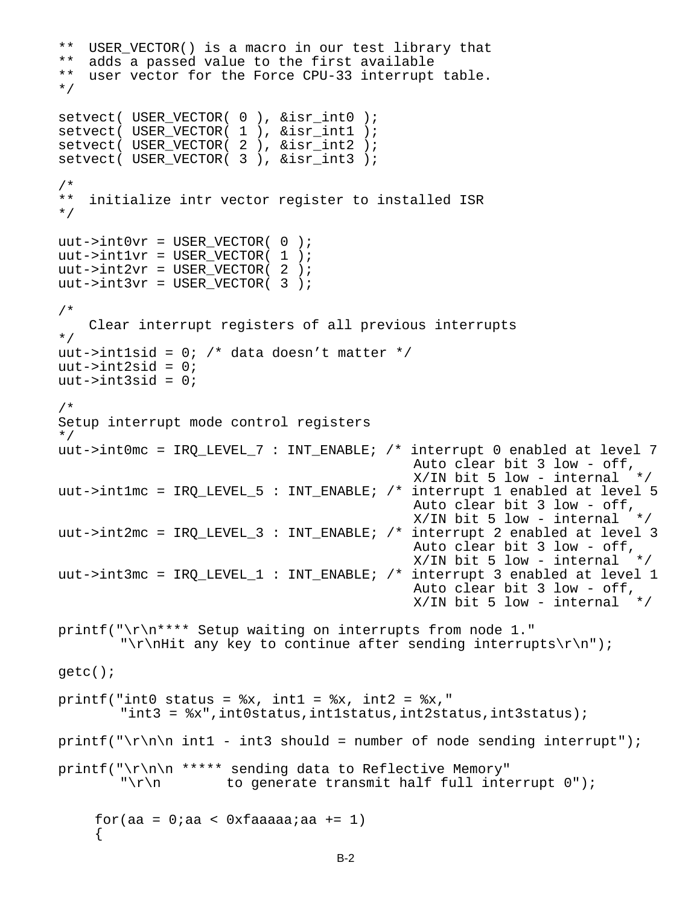```
**  USER_VECTOR() is a macro in our test library that
**  adds a passed value to the first available
**  user vector for the Force CPU-33 interrupt table.
*/

setvect( USER_VECTOR( 0 ), &isr_int0 );
setvect( USER_VECTOR( 1 ), &isr_int1 );
setvect( USER_VECTOR( 2 ), &isr_int2 );
setvect( USER_VECTOR( 3 ), &isr_int3 );

/*
**  initialize intr vector register to installed ISR
*/

uut->int0vr = USER_VECTOR( 0 );
uut->int1vr = USER_VECTOR( 1 );
uut->int2vr = USER_VECTOR( 2 );
uut->int3vr = USER_VECTOR( 3 );

/*
    Clear interrupt registers of all previous interrupts
*/
uut->int1sid = 0; /* data doesn’t matter */
uut->int2sid = 0;
uut->int3sid = 0;

/*
Setup interrupt mode control registers
*/
uut->int0mc = IRQ_LEVEL_7 : INT_ENABLE; /* interrupt 0 enabled at level 7
                                           Auto clear bit 3 low - off,
                                           X/IN bit 5 low - internal  */
uut->int1mc = IRQ_LEVEL_5 : INT_ENABLE; /* interrupt 1 enabled at level 5
                                           Auto clear bit 3 low - off,
                                           X/IN bit 5 low - internal  */
uut->int2mc = IRQ_LEVEL_3 : INT_ENABLE; /* interrupt 2 enabled at level 3
                                           Auto clear bit 3 low - off,
                                           X/IN bit 5 low - internal  */
uut->int3mc = IRQ_LEVEL_1 : INT_ENABLE; /* interrupt 3 enabled at level 1
                                           Auto clear bit 3 low - off,
                                           X/IN bit 5 low - internal  */

printf("\r\n**** Setup waiting on interrupts from node 1."
       "\r\nHit any key to continue after sending interrupts\r\n");

getc();

printf("int0 status = %x, int1 = %x, int2 = %x,"
       "int3 = %x",int0status,int1status,int2status,int3status);

printf("\r\n\n int1 - int3 should = number of node sending interrupt");

printf("\r\n\n ***** sending data to Reflective Memory"
       "\r\n        to generate transmit half full interrupt 0");


    for(aa = 0;aa < 0xfaaaaa;aa += 1)
    {
```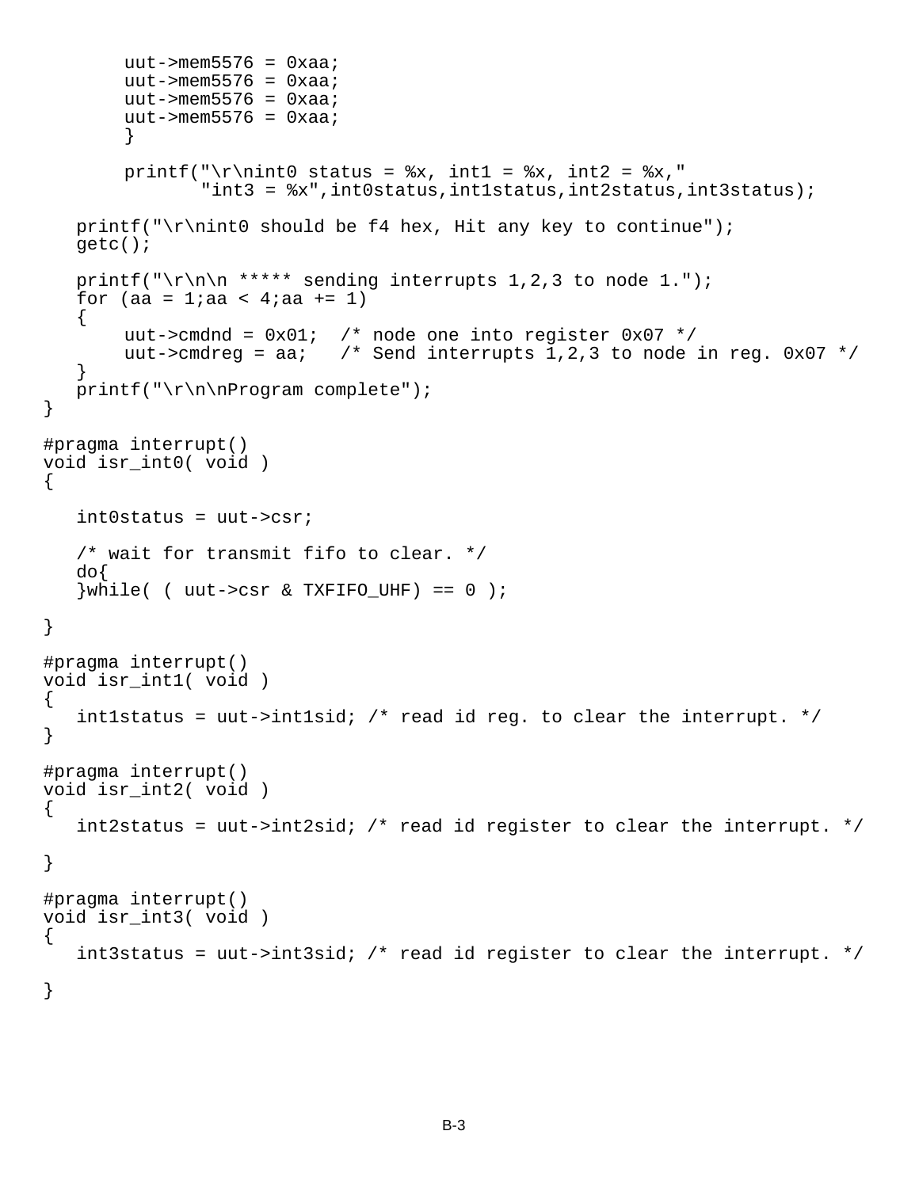```
        uut->mem5576 = 0xaa;
        uut->mem5576 = 0xaa;
        uut->mem5576 = 0xaa;
        uut->mem5576 = 0xaa;
        }

        printf("\r\nint0 status = %x, int1 = %x, int2 = %x,"
               "int3 = %x",int0status,int1status,int2status,int3status);

   printf("\r\nint0 should be f4 hex, Hit any key to continue");
   getc();

   printf("\r\n\n ***** sending interrupts 1,2,3 to node 1.");
   for (aa = 1;aa < 4;aa += 1)
   {
        uut->cmdnd = 0x01;  /* node one into register 0x07 */
        uut->cmdreg = aa;   /* Send interrupts 1,2,3 to node in reg. 0x07 */
   }
   printf("\r\n\nProgram complete");
}

#pragma interrupt()
void isr_int0( void )
{

   int0status = uut->csr;

   /* wait for transmit fifo to clear. */
   do{
   }while( ( uut->csr & TXFIFO_UHF) == 0 );

}

#pragma interrupt()
void isr_int1( void )
{
   int1status = uut->int1sid; /* read id reg. to clear the interrupt. */
}

#pragma interrupt()
void isr_int2( void )
{
   int2status = uut->int2sid; /* read id register to clear the interrupt. */

}

#pragma interrupt()
void isr_int3( void )
{
   int3status = uut->int3sid; /* read id register to clear the interrupt. */

}
```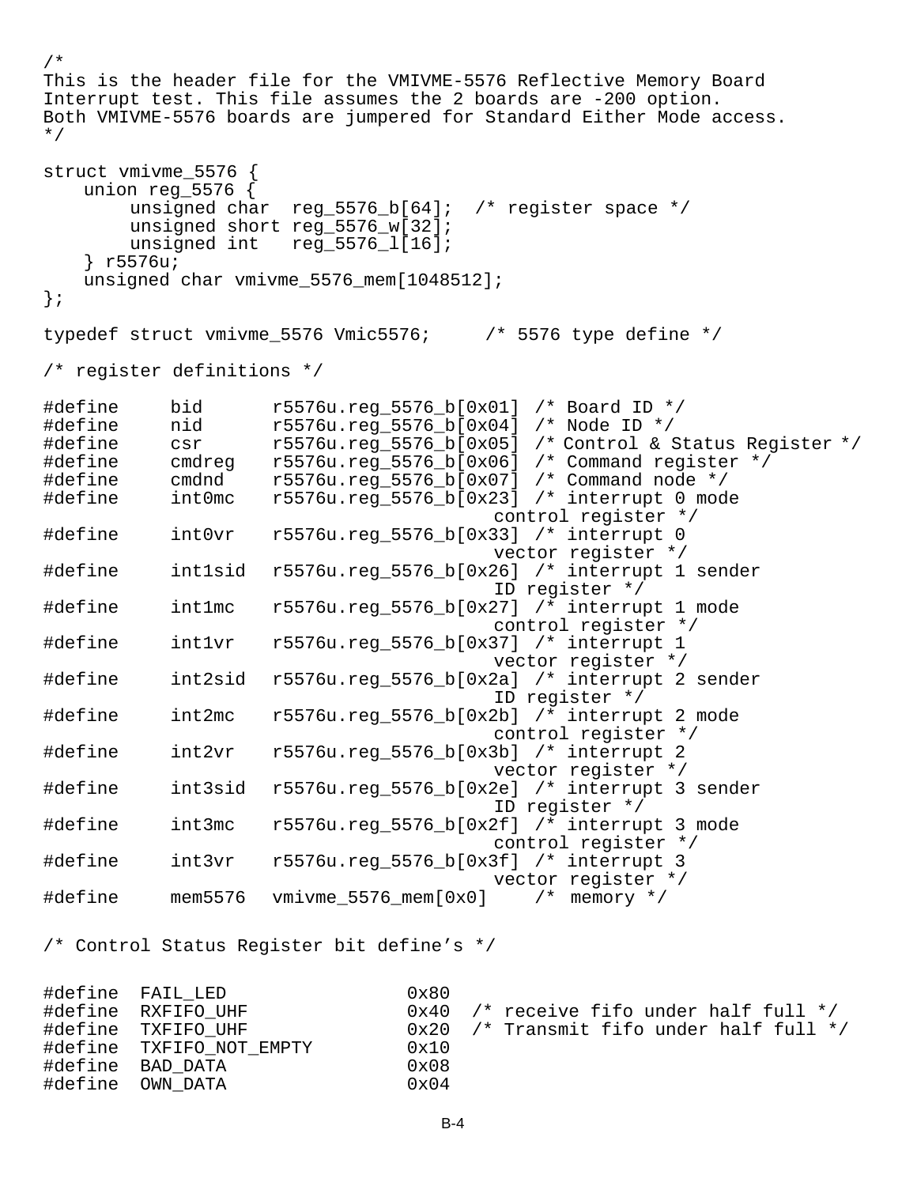```
/*
This is the header file for the VMIVME-5576 Reflective Memory Board
Interrupt test. This file assumes the 2 boards are -200 option.
Both VMIVME-5576 boards are jumpered for Standard Either Mode access.
*/

struct vmivme_5576 {
    union reg_5576 {
        unsigned char  reg_5576_b[64];  /* register space */
        unsigned short reg_5576_w[32];
        unsigned int   reg_5576_l[16];
    } r5576u;
    unsigned char vmivme_5576_mem[1048512];
};

typedef struct vmivme_5576 Vmic5576;     /* 5576 type define */

/* register definitions */

#define     bid       r5576u.reg_5576_b[0x01]  /* Board ID */
#define     nid       r5576u.reg_5576_b[0x04]  /* Node ID */
#define     csr       r5576u.reg_5576_b[0x05]  /* Control & Status Register */
#define     cmdreg    r5576u.reg_5576_b[0x06]  /* Command register */
#define     cmdnd     r5576u.reg_5576_b[0x07]  /* Command node */
#define     int0mc    r5576u.reg_5576_b[0x23]  /* interrupt 0 mode
                                              control register */
#define     int0vr    r5576u.reg_5576_b[0x33]  /* interrupt 0
                                              vector register */
#define     int1sid   r5576u.reg_5576_b[0x26]  /* interrupt 1 sender
                                              ID register */
#define     int1mc    r5576u.reg_5576_b[0x27]  /* interrupt 1 mode
                                              control register */
#define     int1vr    r5576u.reg_5576_b[0x37]  /* interrupt 1
                                              vector register */
#define     int2sid   r5576u.reg_5576_b[0x2a]  /* interrupt 2 sender
                                              ID register */
#define     int2mc    r5576u.reg_5576_b[0x2b]  /* interrupt 2 mode
                                              control register */
#define     int2vr    r5576u.reg_5576_b[0x3b]  /* interrupt 2
                                              vector register */
#define     int3sid   r5576u.reg_5576_b[0x2e]  /* interrupt 3 sender
                                              ID register */
#define     int3mc    r5576u.reg_5576_b[0x2f]  /* interrupt 3 mode
                                              control register */
#define     int3vr    r5576u.reg_5576_b[0x3f]  /* interrupt 3
                                              vector register */
#define     mem5576   vmivme_5576_mem[0x0]    /*  memory */


/* Control Status Register bit define's */


#define  FAIL_LED                0x80
#define  RXFIFO_UHF              0x40  /* receive fifo under half full */
#define  TXFIFO_UHF              0x20  /* Transmit fifo under half full */
#define  TXFIFO_NOT_EMPTY        0x10
#define  BAD_DATA                0x08
#define  OWN_DATA                0x04
```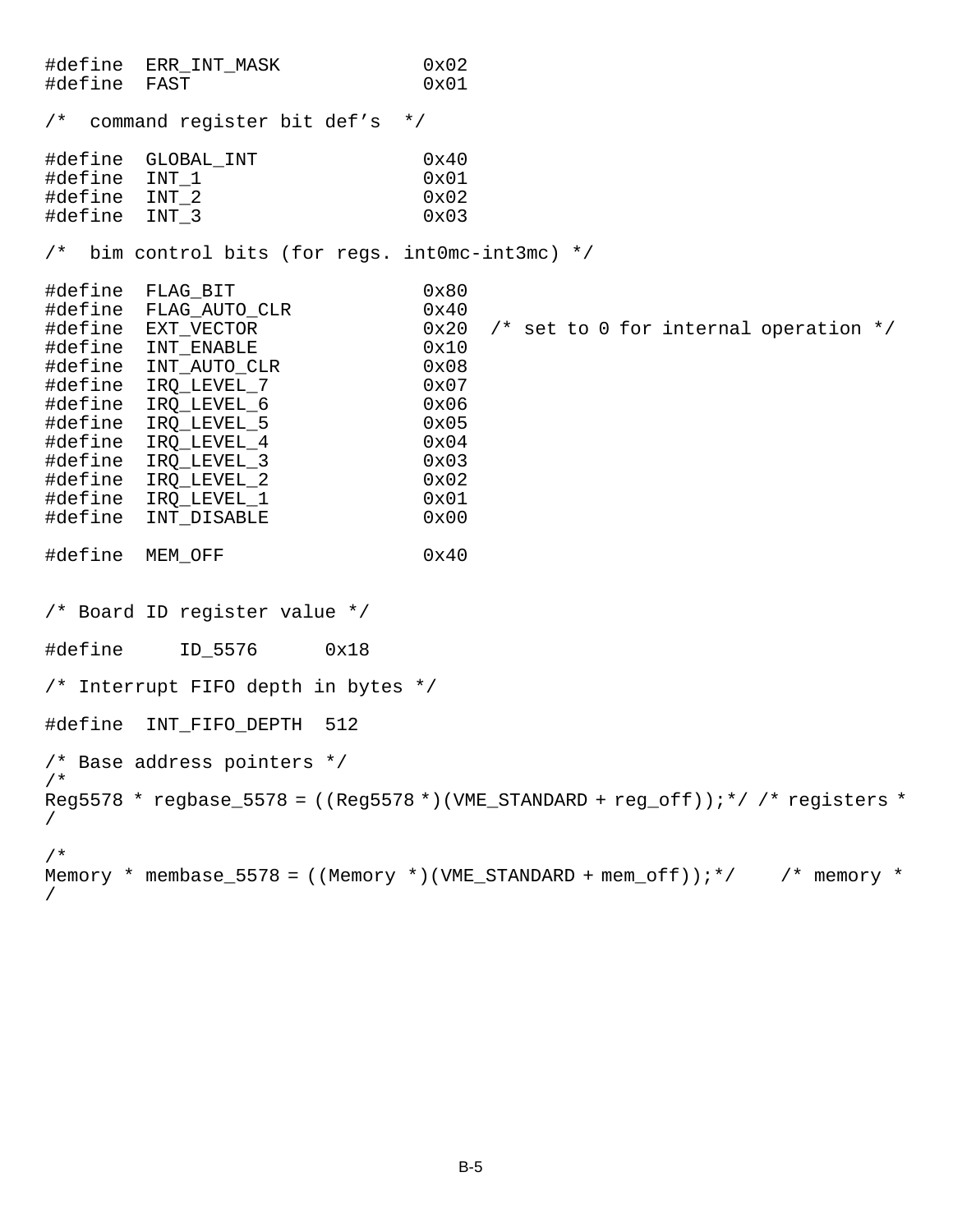```
#define  ERR_INT_MASK             0x02
#define  FAST                     0x01

/*  command register bit def's  */

#define  GLOBAL_INT               0x40
#define  INT_1                    0x01
#define  INT_2                    0x02
#define  INT_3                    0x03

/*  bim control bits (for regs. int0mc-int3mc) */

#define  FLAG_BIT                 0x80
#define  FLAG_AUTO_CLR            0x40
#define  EXT_VECTOR               0x20  /* set to 0 for internal operation */
#define  INT_ENABLE               0x10
#define  INT_AUTO_CLR             0x08
#define  IRQ_LEVEL_7              0x07
#define  IRQ_LEVEL_6              0x06
#define  IRQ_LEVEL_5              0x05
#define  IRQ_LEVEL_4              0x04
#define  IRQ_LEVEL_3              0x03
#define  IRQ_LEVEL_2              0x02
#define  IRQ_LEVEL_1              0x01
#define  INT_DISABLE              0x00

#define  MEM_OFF                  0x40


/* Board ID register value */

#define     ID_5576      0x18

/* Interrupt FIFO depth in bytes */

#define  INT_FIFO_DEPTH  512

/* Base address pointers */
/*
Reg5578 * regbase_5578 = ((Reg5578 *)(VME_STANDARD + reg_off));*/ /* registers *
/

/*
Memory * membase_5578 = ((Memory *)(VME_STANDARD + mem_off));*/    /* memory *
/
```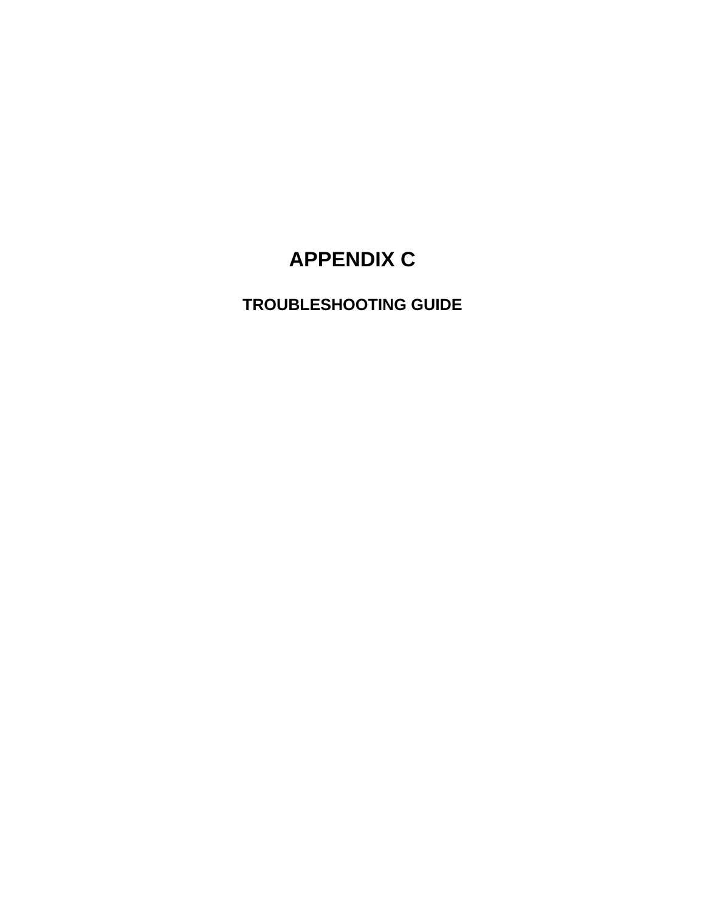# APPENDIX C

## TROUBLESHOOTING GUIDE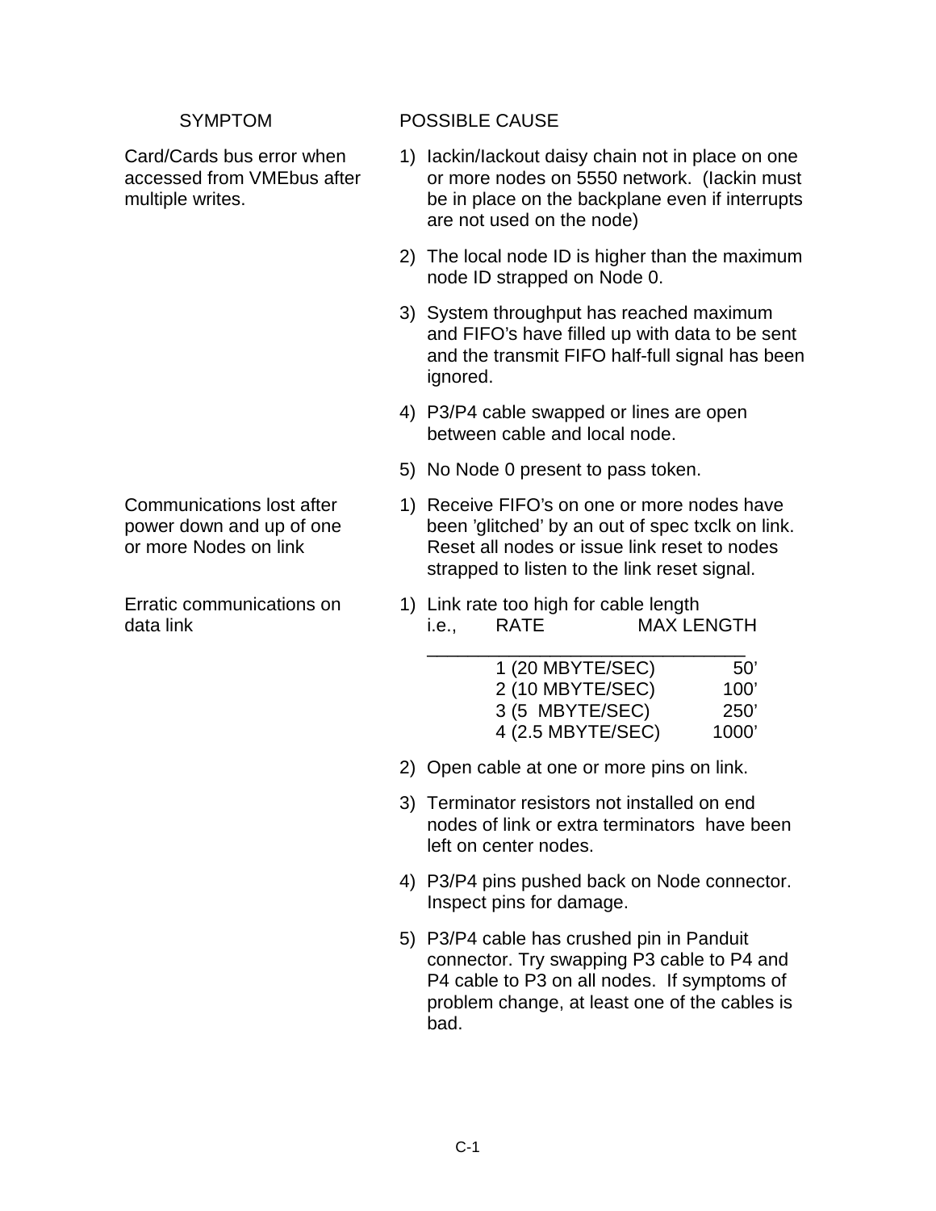| SYMPTOM | POSSIBLE CAUSE |
|---|---|
| Card/Cards bus error when accessed from VMEbus after multiple writes. | 1) Iackin/Iackout daisy chain not in place on one or more nodes on 5550 network. (Iackin must be in place on the backplane even if interrupts are not used on the node) |
| | 2) The local node ID is higher than the maximum node ID strapped on Node 0. |
| | 3) System throughput has reached maximum and FIFO's have filled up with data to be sent and the transmit FIFO half-full signal has been ignored. |
| | 4) P3/P4 cable swapped or lines are open between cable and local node. |
| | 5) No Node 0 present to pass token. |
| Communications lost after power down and up of one or more Nodes on link | 1) Receive FIFO's on one or more nodes have been 'glitched' by an out of spec txclk on link. Reset all nodes or issue link reset to nodes strapped to listen to the link reset signal. |
| Erratic communications on data link | 1) Link rate too high for cable length i.e., RATE / MAX LENGTH: 1 (20 MBYTE/SEC) 50'; 2 (10 MBYTE/SEC) 100'; 3 (5 MBYTE/SEC) 250'; 4 (2.5 MBYTE/SEC) 1000' |
| | 2) Open cable at one or more pins on link. |
| | 3) Terminator resistors not installed on end nodes of link or extra terminators have been left on center nodes. |
| | 4) P3/P4 pins pushed back on Node connector. Inspect pins for damage. |
| | 5) P3/P4 cable has crushed pin in Panduit connector. Try swapping P3 cable to P4 and P4 cable to P3 on all nodes. If symptoms of problem change, at least one of the cables is bad. |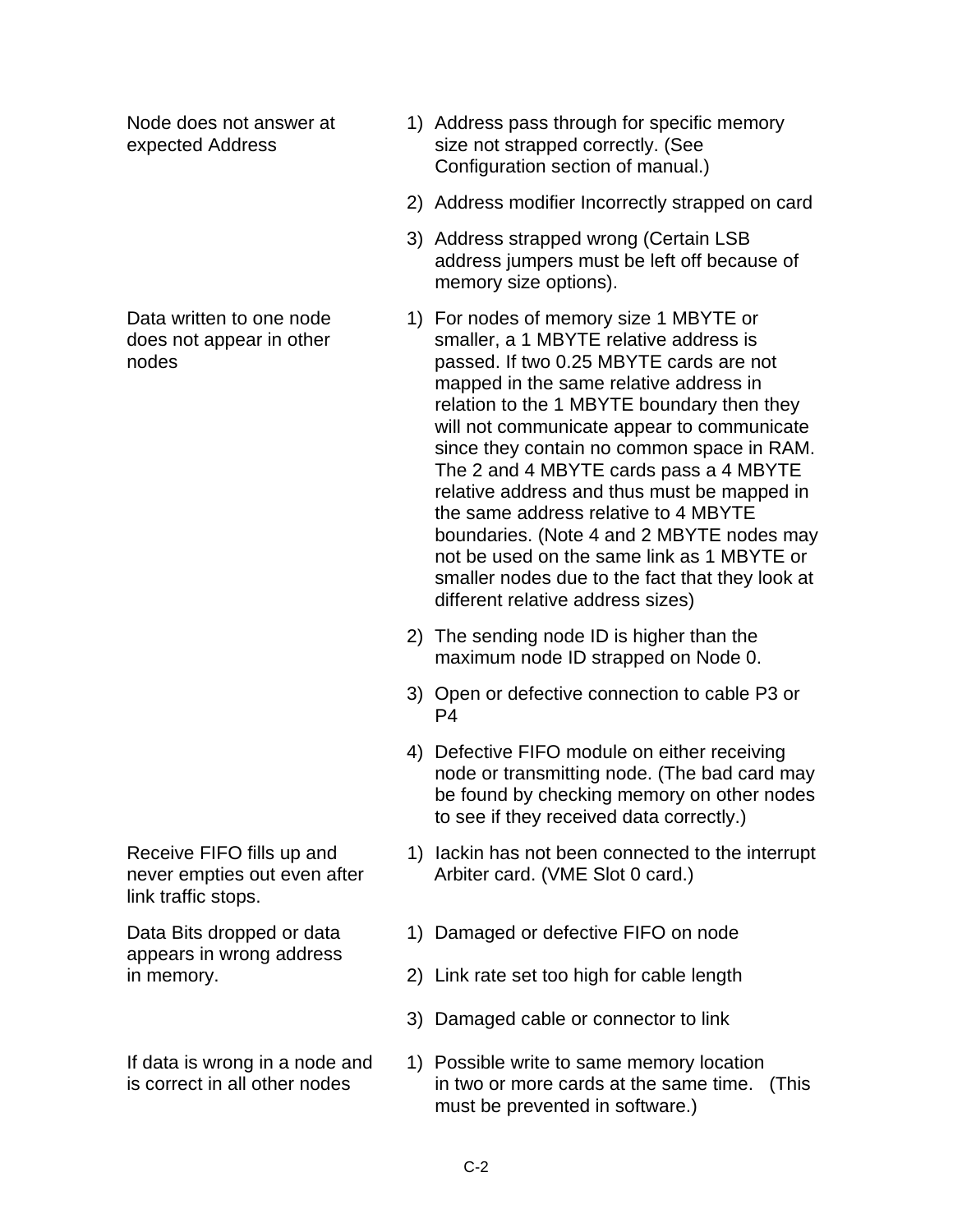| | |
|---|---|
| Node does not answer at expected Address | 1) Address pass through for specific memory size not strapped correctly. (See Configuration section of manual.)<br><br>2) Address modifier Incorrectly strapped on card<br><br>3) Address strapped wrong (Certain LSB address jumpers must be left off because of memory size options). |
| Data written to one node does not appear in other nodes | 1) For nodes of memory size 1 MBYTE or smaller, a 1 MBYTE relative address is passed. If two 0.25 MBYTE cards are not mapped in the same relative address in relation to the 1 MBYTE boundary then they will not communicate appear to communicate since they contain no common space in RAM. The 2 and 4 MBYTE cards pass a 4 MBYTE relative address and thus must be mapped in the same address relative to 4 MBYTE boundaries. (Note 4 and 2 MBYTE nodes may not be used on the same link as 1 MBYTE or smaller nodes due to the fact that they look at different relative address sizes)<br><br>2) The sending node ID is higher than the maximum node ID strapped on Node 0.<br><br>3) Open or defective connection to cable P3 or P4<br><br>4) Defective FIFO module on either receiving node or transmitting node. (The bad card may be found by checking memory on other nodes to see if they received data correctly.) |
| Receive FIFO fills up and never empties out even after link traffic stops. | 1) Iackin has not been connected to the interrupt Arbiter card. (VME Slot 0 card.) |
| Data Bits dropped or data appears in wrong address in memory. | 1) Damaged or defective FIFO on node<br><br>2) Link rate set too high for cable length<br><br>3) Damaged cable or connector to link |
| If data is wrong in a node and is correct in all other nodes | 1) Possible write to same memory location in two or more cards at the same time. (This must be prevented in software.) |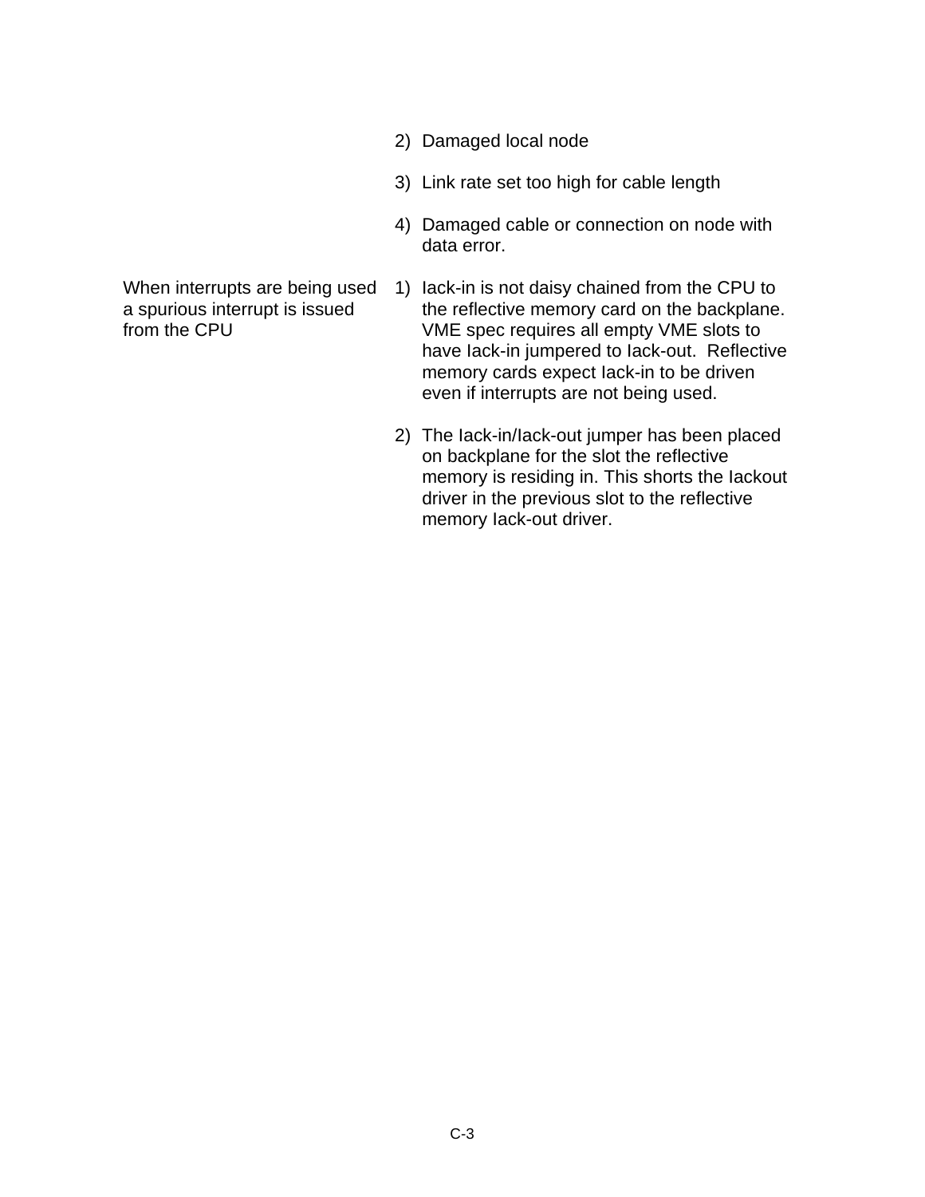| | |
|---|---|
| | 2) Damaged local node<br><br>3) Link rate set too high for cable length<br><br>4) Damaged cable or connection on node with data error. |
| When interrupts are being used a spurious interrupt is issued from the CPU | 1) Iack-in is not daisy chained from the CPU to the reflective memory card on the backplane. VME spec requires all empty VME slots to have Iack-in jumpered to Iack-out. Reflective memory cards expect Iack-in to be driven even if interrupts are not being used.<br><br>2) The Iack-in/Iack-out jumper has been placed on backplane for the slot the reflective memory is residing in. This shorts the Iackout driver in the previous slot to the reflective memory Iack-out driver. |